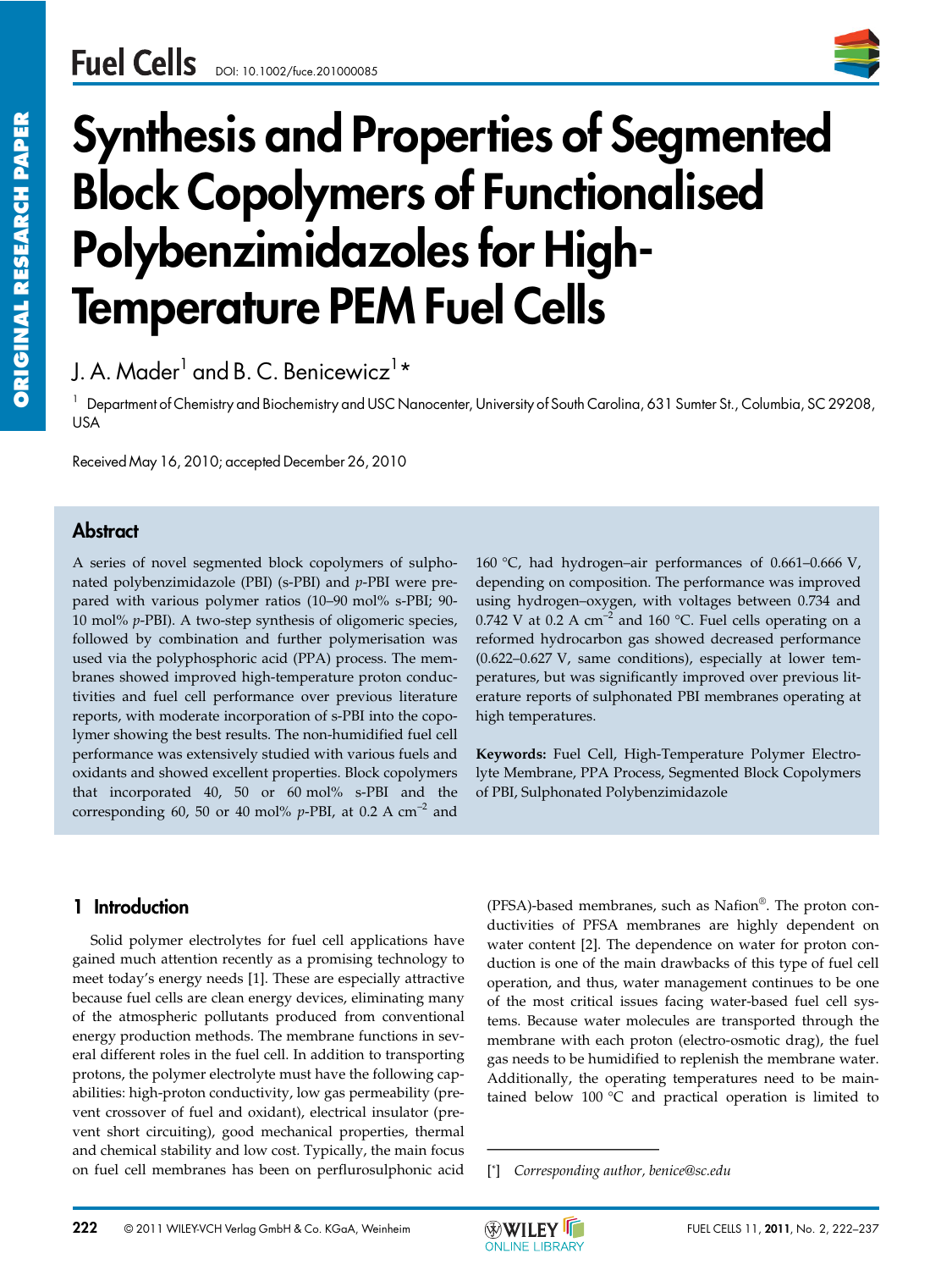# Synthesis and Properties of Segmented Block Copolymers of Functionalised Polybenzimidazoles for High-Temperature PEM Fuel Cells

J. A. Mader[1] and B. C. Benicewicz[1]*

[1] Department of Chemistry and Biochemistry and USC Nanocenter, University of South Carolina, 631 Sumter St., Columbia, SC 29208, USA

Received May 16, 2010; accepted December 26, 2010

## Abstract

A series of novel segmented block copolymers of sulphonated polybenzimidazole (PBI) (s-PBI) and *p*-PBI were prepared with various polymer ratios (10–90 mol% s-PBI; 90-10 mol% *p*-PBI). A two-step synthesis of oligomeric species, followed by combination and further polymerisation was used via the polyphosphoric acid (PPA) process. The membranes showed improved high-temperature proton conductivities and fuel cell performance over previous literature reports, with moderate incorporation of s-PBI into the copolymer showing the best results. The non-humidified fuel cell performance was extensively studied with various fuels and oxidants and showed excellent properties. Block copolymers that incorporated 40, 50 or 60 mol% s-PBI and the corresponding 60, 50 or 40 mol% *p*-PBI, at 0.2 A cm$^{-2}$ and 160 °C, had hydrogen–air performances of 0.661–0.666 V, depending on composition. The performance was improved using hydrogen–oxygen, with voltages between 0.734 and 0.742 V at 0.2 A cm$^{-2}$ and 160 °C. Fuel cells operating on a reformed hydrocarbon gas showed decreased performance (0.622–0.627 V, same conditions), especially at lower temperatures, but was significantly improved over previous literature reports of sulphonated PBI membranes operating at high temperatures.

**Keywords:** Fuel Cell, High-Temperature Polymer Electrolyte Membrane, PPA Process, Segmented Block Copolymers of PBI, Sulphonated Polybenzimidazole

## 1 Introduction

Solid polymer electrolytes for fuel cell applications have gained much attention recently as a promising technology to meet today's energy needs [1]. These are especially attractive because fuel cells are clean energy devices, eliminating many of the atmospheric pollutants produced from conventional energy production methods. The membrane functions in several different roles in the fuel cell. In addition to transporting protons, the polymer electrolyte must have the following capabilities: high-proton conductivity, low gas permeability (prevent crossover of fuel and oxidant), electrical insulator (prevent short circuiting), good mechanical properties, thermal and chemical stability and low cost. Typically, the main focus on fuel cell membranes has been on perflurosulphonic acid (PFSA)-based membranes, such as Nafion®. The proton conductivities of PFSA membranes are highly dependent on water content [2]. The dependence on water for proton conduction is one of the main drawbacks of this type of fuel cell operation, and thus, water management continues to be one of the most critical issues facing water-based fuel cell systems. Because water molecules are transported through the membrane with each proton (electro-osmotic drag), the fuel gas needs to be humidified to replenish the membrane water. Additionally, the operating temperatures need to be maintained below 100 °C and practical operation is limited to

[*] *Corresponding author, benice@sc.edu*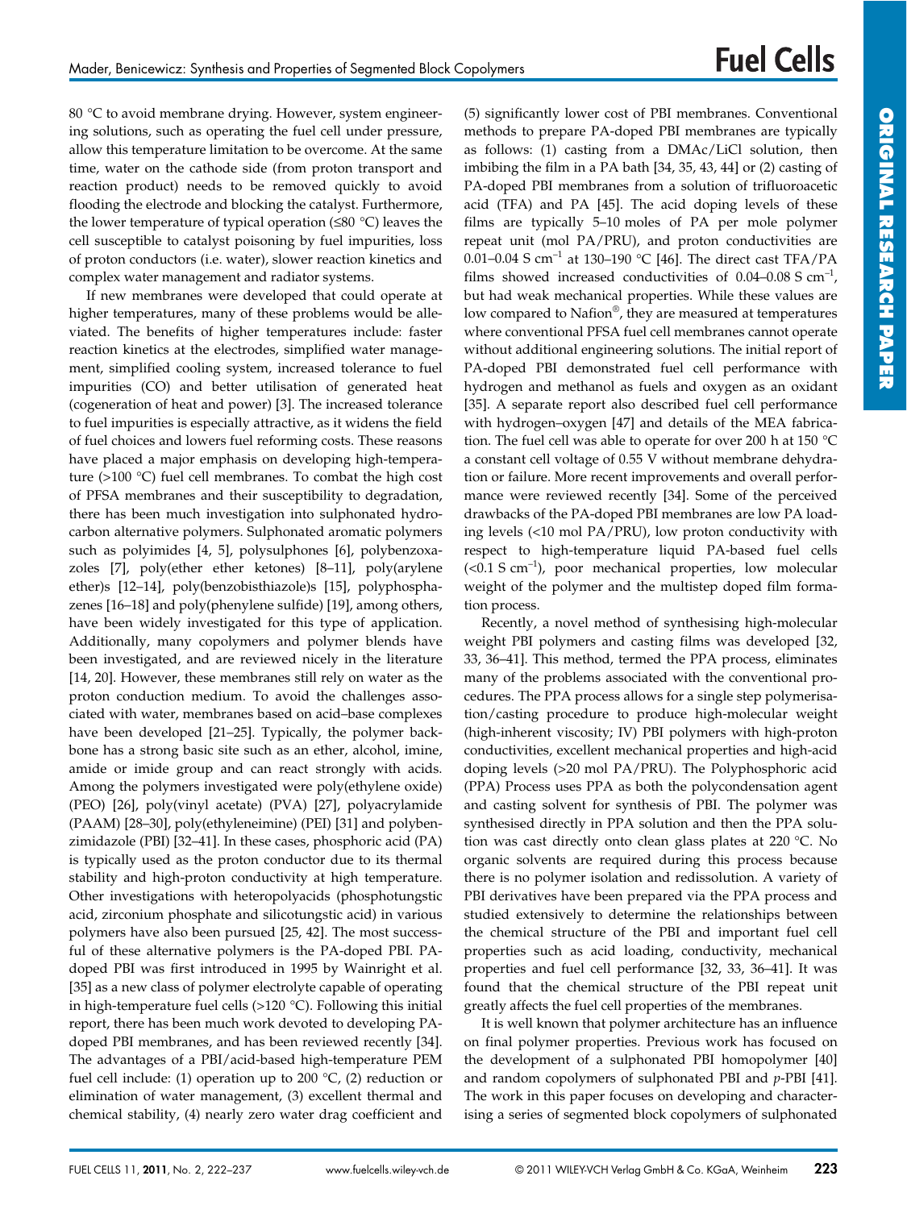80 °C to avoid membrane drying. However, system engineering solutions, such as operating the fuel cell under pressure, allow this temperature limitation to be overcome. At the same time, water on the cathode side (from proton transport and reaction product) needs to be removed quickly to avoid flooding the electrode and blocking the catalyst. Furthermore, the lower temperature of typical operation (≤80 °C) leaves the cell susceptible to catalyst poisoning by fuel impurities, loss of proton conductors (i.e. water), slower reaction kinetics and complex water management and radiator systems.

If new membranes were developed that could operate at higher temperatures, many of these problems would be alleviated. The benefits of higher temperatures include: faster reaction kinetics at the electrodes, simplified water management, simplified cooling system, increased tolerance to fuel impurities (CO) and better utilisation of generated heat (cogeneration of heat and power) [3]. The increased tolerance to fuel impurities is especially attractive, as it widens the field of fuel choices and lowers fuel reforming costs. These reasons have placed a major emphasis on developing high-temperature (>100 °C) fuel cell membranes. To combat the high cost of PFSA membranes and their susceptibility to degradation, there has been much investigation into sulphonated hydrocarbon alternative polymers. Sulphonated aromatic polymers such as polyimides [4, 5], polysulphones [6], polybenzoxazoles [7], poly(ether ether ketones) [8–11], poly(arylene ether)s [12–14], poly(benzobisthiazole)s [15], polyphosphazenes [16–18] and poly(phenylene sulfide) [19], among others, have been widely investigated for this type of application. Additionally, many copolymers and polymer blends have been investigated, and are reviewed nicely in the literature [14, 20]. However, these membranes still rely on water as the proton conduction medium. To avoid the challenges associated with water, membranes based on acid–base complexes have been developed [21–25]. Typically, the polymer backbone has a strong basic site such as an ether, alcohol, imine, amide or imide group and can react strongly with acids. Among the polymers investigated were poly(ethylene oxide) (PEO) [26], poly(vinyl acetate) (PVA) [27], polyacrylamide (PAAM) [28–30], poly(ethyleneimine) (PEI) [31] and polybenzimidazole (PBI) [32–41]. In these cases, phosphoric acid (PA) is typically used as the proton conductor due to its thermal stability and high-proton conductivity at high temperature. Other investigations with heteropolyacids (phosphotungstic acid, zirconium phosphate and silicotungstic acid) in various polymers have also been pursued [25, 42]. The most successful of these alternative polymers is the PA-doped PBI. PA-doped PBI was first introduced in 1995 by Wainright et al. [35] as a new class of polymer electrolyte capable of operating in high-temperature fuel cells (>120 °C). Following this initial report, there has been much work devoted to developing PA-doped PBI membranes, and has been reviewed recently [34]. The advantages of a PBI/acid-based high-temperature PEM fuel cell include: (1) operation up to 200 °C, (2) reduction or elimination of water management, (3) excellent thermal and chemical stability, (4) nearly zero water drag coefficient and (5) significantly lower cost of PBI membranes. Conventional methods to prepare PA-doped PBI membranes are typically as follows: (1) casting from a DMAc/LiCl solution, then imbibing the film in a PA bath [34, 35, 43, 44] or (2) casting of PA-doped PBI membranes from a solution of trifluoroacetic acid (TFA) and PA [45]. The acid doping levels of these films are typically 5–10 moles of PA per mole polymer repeat unit (mol PA/PRU), and proton conductivities are 0.01–0.04 S $cm^{-1}$ at 130–190 °C [46]. The direct cast TFA/PA films showed increased conductivities of 0.04–0.08 S $cm^{-1}$, but had weak mechanical properties. While these values are low compared to Nafion®, they are measured at temperatures where conventional PFSA fuel cell membranes cannot operate without additional engineering solutions. The initial report of PA-doped PBI demonstrated fuel cell performance with hydrogen and methanol as fuels and oxygen as an oxidant [35]. A separate report also described fuel cell performance with hydrogen–oxygen [47] and details of the MEA fabrication. The fuel cell was able to operate for over 200 h at 150 °C a constant cell voltage of 0.55 V without membrane dehydration or failure. More recent improvements and overall performance were reviewed recently [34]. Some of the perceived drawbacks of the PA-doped PBI membranes are low PA loading levels (<10 mol PA/PRU), low proton conductivity with respect to high-temperature liquid PA-based fuel cells (<0.1 S $cm^{-1}$), poor mechanical properties, low molecular weight of the polymer and the multistep doped film formation process.

Recently, a novel method of synthesising high-molecular weight PBI polymers and casting films was developed [32, 33, 36–41]. This method, termed the PPA process, eliminates many of the problems associated with the conventional procedures. The PPA process allows for a single step polymerisation/casting procedure to produce high-molecular weight (high-inherent viscosity; IV) PBI polymers with high-proton conductivities, excellent mechanical properties and high-acid doping levels (>20 mol PA/PRU). The Polyphosphoric acid (PPA) Process uses PPA as both the polycondensation agent and casting solvent for synthesis of PBI. The polymer was synthesised directly in PPA solution and then the PPA solution was cast directly onto clean glass plates at 220 °C. No organic solvents are required during this process because there is no polymer isolation and redissolution. A variety of PBI derivatives have been prepared via the PPA process and studied extensively to determine the relationships between the chemical structure of the PBI and important fuel cell properties such as acid loading, conductivity, mechanical properties and fuel cell performance [32, 33, 36–41]. It was found that the chemical structure of the PBI repeat unit greatly affects the fuel cell properties of the membranes.

It is well known that polymer architecture has an influence on final polymer properties. Previous work has focused on the development of a sulphonated PBI homopolymer [40] and random copolymers of sulphonated PBI and *p*-PBI [41]. The work in this paper focuses on developing and characterising a series of segmented block copolymers of sulphonated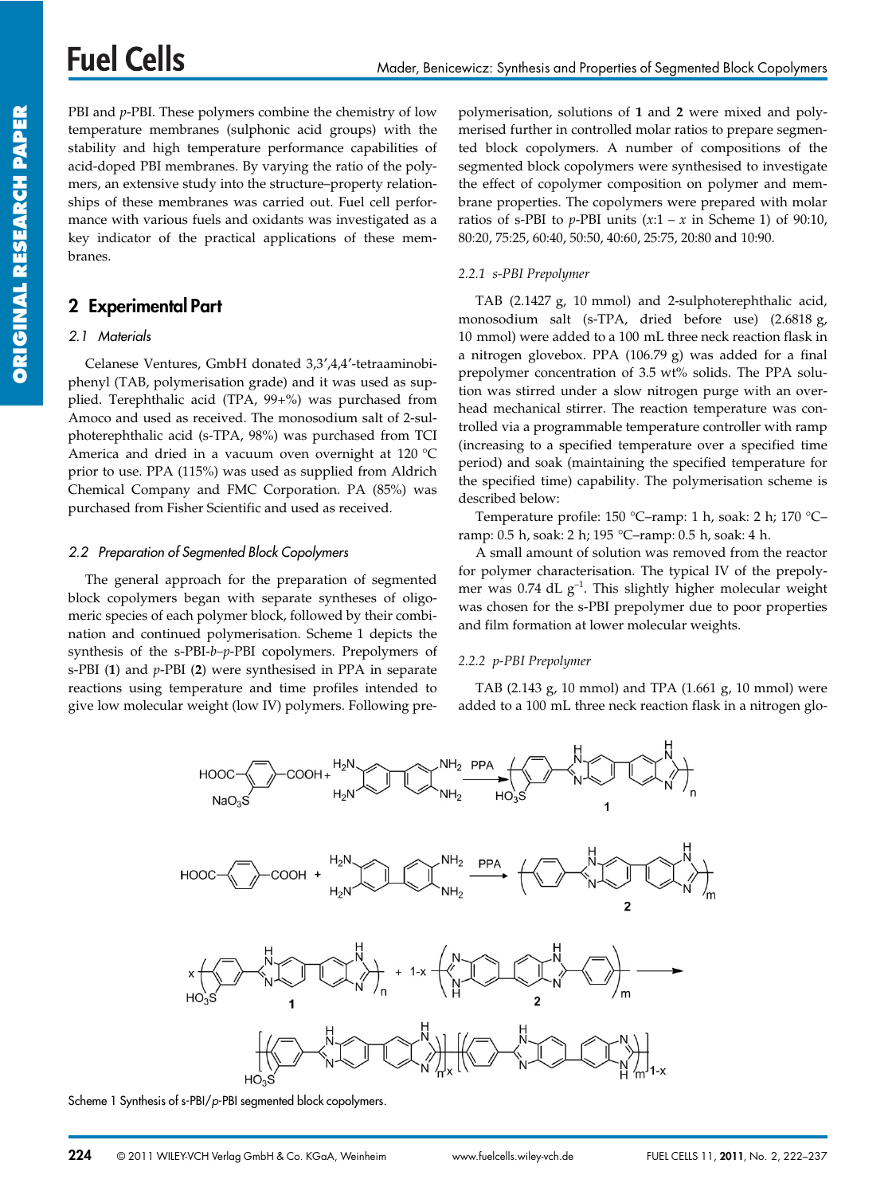PBI and *p*-PBI. These polymers combine the chemistry of low temperature membranes (sulphonic acid groups) with the stability and high temperature performance capabilities of acid-doped PBI membranes. By varying the ratio of the polymers, an extensive study into the structure–property relationships of these membranes was carried out. Fuel cell performance with various fuels and oxidants was investigated as a key indicator of the practical applications of these membranes.

## 2 Experimental Part

### 2.1 Materials

Celanese Ventures, GmbH donated 3,3′,4,4′-tetraaminobiphenyl (TAB, polymerisation grade) and it was used as supplied. Terephthalic acid (TPA, 99+%) was purchased from Amoco and used as received. The monosodium salt of 2-sulphoterephthalic acid (s-TPA, 98%) was purchased from TCI America and dried in a vacuum oven overnight at 120 °C prior to use. PPA (115%) was used as supplied from Aldrich Chemical Company and FMC Corporation. PA (85%) was purchased from Fisher Scientific and used as received.

### 2.2 Preparation of Segmented Block Copolymers

The general approach for the preparation of segmented block copolymers began with separate syntheses of oligomeric species of each polymer block, followed by their combination and continued polymerisation. Scheme 1 depicts the synthesis of the s-PBI-*b*–*p*-PBI copolymers. Prepolymers of s-PBI (**1**) and *p*-PBI (**2**) were synthesised in PPA in separate reactions using temperature and time profiles intended to give low molecular weight (low IV) polymers. Following prepolymerisation, solutions of **1** and **2** were mixed and polymerised further in controlled molar ratios to prepare segmented block copolymers. A number of compositions of the segmented block copolymers were synthesised to investigate the effect of copolymer composition on polymer and membrane properties. The copolymers were prepared with molar ratios of s-PBI to *p*-PBI units ($x$:1 – $x$ in Scheme 1) of 90:10, 80:20, 75:25, 60:40, 50:50, 40:60, 25:75, 20:80 and 10:90.

#### 2.2.1 s-PBI Prepolymer

TAB (2.1427 g, 10 mmol) and 2-sulphoterephthalic acid, monosodium salt (s-TPA, dried before use) (2.6818 g, 10 mmol) were added to a 100 mL three neck reaction flask in a nitrogen glovebox. PPA (106.79 g) was added for a final prepolymer concentration of 3.5 wt% solids. The PPA solution was stirred under a slow nitrogen purge with an overhead mechanical stirrer. The reaction temperature was controlled via a programmable temperature controller with ramp (increasing to a specified temperature over a specified time period) and soak (maintaining the specified temperature for the specified time) capability. The polymerisation scheme is described below:

Temperature profile: 150 °C–ramp: 1 h, soak: 2 h; 170 °C–ramp: 0.5 h, soak: 2 h; 195 °C–ramp: 0.5 h, soak: 4 h.

A small amount of solution was removed from the reactor for polymer characterisation. The typical IV of the prepolymer was 0.74 dL $g^{-1}$. This slightly higher molecular weight was chosen for the s-PBI prepolymer due to poor properties and film formation at lower molecular weights.

#### 2.2.2 p-PBI Prepolymer

TAB (2.143 g, 10 mmol) and TPA (1.661 g, 10 mmol) were added to a 100 mL three neck reaction flask in a nitrogen glo-

Scheme 1 Synthesis of s-PBI/*p*-PBI segmented block copolymers.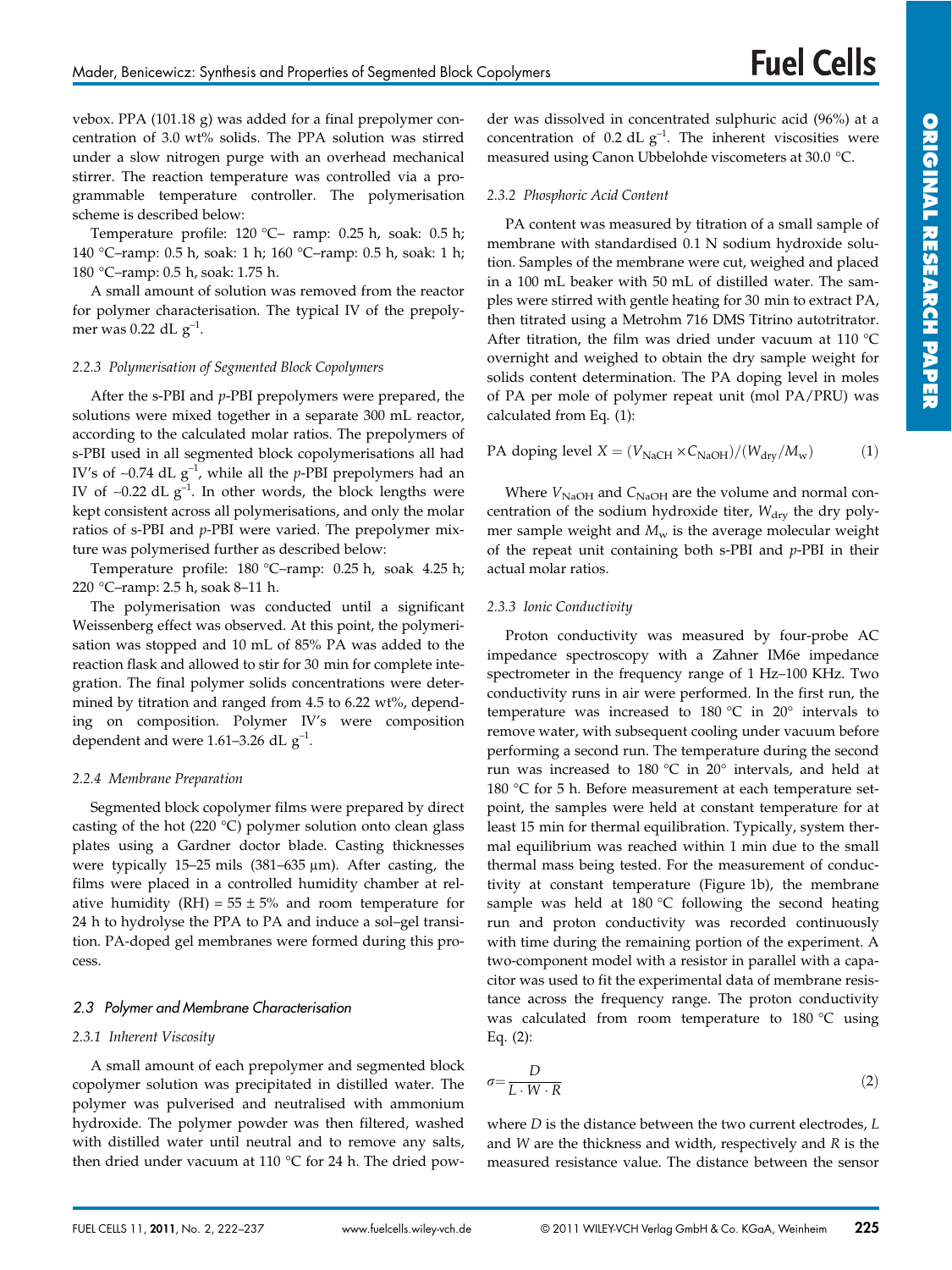vebox. PPA (101.18 g) was added for a final prepolymer concentration of 3.0 wt% solids. The PPA solution was stirred under a slow nitrogen purge with an overhead mechanical stirrer. The reaction temperature was controlled via a programmable temperature controller. The polymerisation scheme is described below:

Temperature profile: 120 °C– ramp: 0.25 h, soak: 0.5 h; 140 °C–ramp: 0.5 h, soak: 1 h; 160 °C–ramp: 0.5 h, soak: 1 h; 180 °C–ramp: 0.5 h, soak: 1.75 h.

A small amount of solution was removed from the reactor for polymer characterisation. The typical IV of the prepolymer was 0.22 dL $g^{-1}$.

#### 2.2.3 Polymerisation of Segmented Block Copolymers

After the s-PBI and *p*-PBI prepolymers were prepared, the solutions were mixed together in a separate 300 mL reactor, according to the calculated molar ratios. The prepolymers of s-PBI used in all segmented block copolymerisations all had IV's of ~0.74 dL $g^{-1}$, while all the *p*-PBI prepolymers had an IV of ~0.22 dL $g^{-1}$. In other words, the block lengths were kept consistent across all polymerisations, and only the molar ratios of s-PBI and *p*-PBI were varied. The prepolymer mixture was polymerised further as described below:

Temperature profile: 180 °C–ramp: 0.25 h, soak 4.25 h; 220 °C–ramp: 2.5 h, soak 8–11 h.

The polymerisation was conducted until a significant Weissenberg effect was observed. At this point, the polymerisation was stopped and 10 mL of 85% PA was added to the reaction flask and allowed to stir for 30 min for complete integration. The final polymer solids concentrations were determined by titration and ranged from 4.5 to 6.22 wt%, depending on composition. Polymer IV's were composition dependent and were 1.61–3.26 dL $g^{-1}$.

#### 2.2.4 Membrane Preparation

Segmented block copolymer films were prepared by direct casting of the hot (220 °C) polymer solution onto clean glass plates using a Gardner doctor blade. Casting thicknesses were typically 15–25 mils (381–635 µm). After casting, the films were placed in a controlled humidity chamber at relative humidity (RH) = 55 ± 5% and room temperature for 24 h to hydrolyse the PPA to PA and induce a sol–gel transition. PA-doped gel membranes were formed during this process.

### 2.3 Polymer and Membrane Characterisation

#### 2.3.1 Inherent Viscosity

A small amount of each prepolymer and segmented block copolymer solution was precipitated in distilled water. The polymer was pulverised and neutralised with ammonium hydroxide. The polymer powder was then filtered, washed with distilled water until neutral and to remove any salts, then dried under vacuum at 110 °C for 24 h. The dried powder was dissolved in concentrated sulphuric acid (96%) at a concentration of 0.2 dL $g^{-1}$. The inherent viscosities were measured using Canon Ubbelohde viscometers at 30.0 °C.

#### 2.3.2 Phosphoric Acid Content

PA content was measured by titration of a small sample of membrane with standardised 0.1 N sodium hydroxide solution. Samples of the membrane were cut, weighed and placed in a 100 mL beaker with 50 mL of distilled water. The samples were stirred with gentle heating for 30 min to extract PA, then titrated using a Metrohm 716 DMS Titrino autotritrator. After titration, the film was dried under vacuum at 110 °C overnight and weighed to obtain the dry sample weight for solids content determination. The PA doping level in moles of PA per mole of polymer repeat unit (mol PA/PRU) was calculated from Eq. (1):

$$\text{PA doping level } X = (V_{\text{NaCH}} \times C_{\text{NaOH}})/(W_{\text{dry}}/M_{\text{w}}) \tag{1}$$

Where $V_{\text{NaOH}}$ and $C_{\text{NaOH}}$ are the volume and normal concentration of the sodium hydroxide titer, $W_{\text{dry}}$ the dry polymer sample weight and $M_{\text{w}}$ is the average molecular weight of the repeat unit containing both s-PBI and *p*-PBI in their actual molar ratios.

#### 2.3.3 Ionic Conductivity

Proton conductivity was measured by four-probe AC impedance spectroscopy with a Zahner IM6e impedance spectrometer in the frequency range of 1 Hz–100 KHz. Two conductivity runs in air were performed. In the first run, the temperature was increased to 180 °C in 20° intervals to remove water, with subsequent cooling under vacuum before performing a second run. The temperature during the second run was increased to 180 °C in 20° intervals, and held at 180 °C for 5 h. Before measurement at each temperature setpoint, the samples were held at constant temperature for at least 15 min for thermal equilibration. Typically, system thermal equilibrium was reached within 1 min due to the small thermal mass being tested. For the measurement of conductivity at constant temperature (Figure 1b), the membrane sample was held at 180 °C following the second heating run and proton conductivity was recorded continuously with time during the remaining portion of the experiment. A two-component model with a resistor in parallel with a capacitor was used to fit the experimental data of membrane resistance across the frequency range. The proton conductivity was calculated from room temperature to 180 °C using Eq. (2):

$$\sigma = \frac{D}{L \cdot W \cdot R} \tag{2}$$

where $D$ is the distance between the two current electrodes, $L$ and $W$ are the thickness and width, respectively and $R$ is the measured resistance value. The distance between the sensor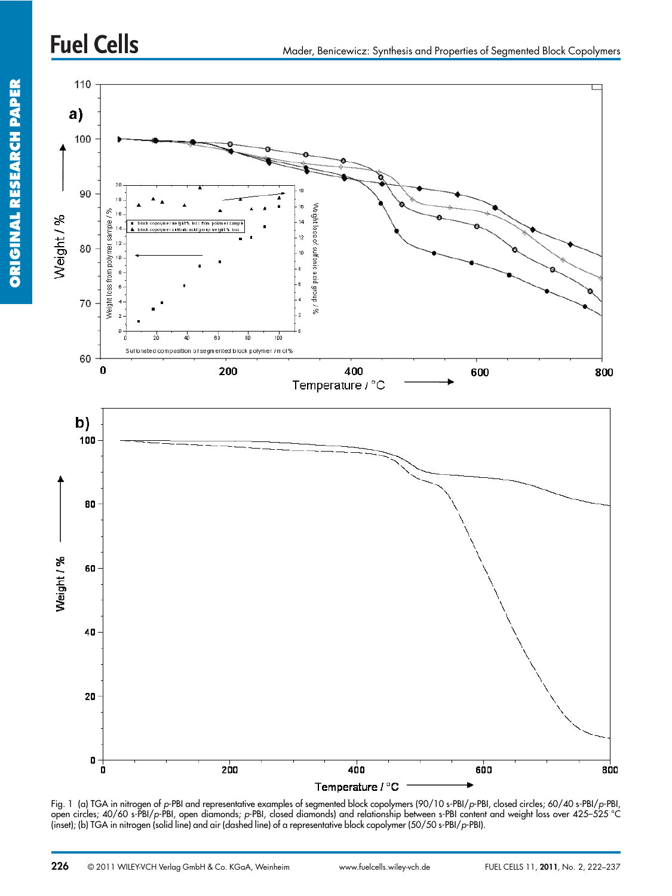Fig. 1 (a) TGA in nitrogen of *p*-PBI and representative examples of segmented block copolymers (90/10 s-PBI/*p*-PBI, closed circles; 60/40 s-PBI/*p*-PBI, open circles; 40/60 s-PBI/*p*-PBI, open diamonds; *p*-PBI, closed diamonds) and relationship between s-PBI content and weight loss over 425–525 °C (inset); (b) TGA in nitrogen (solid line) and air (dashed line) of a representative block copolymer (50/50 s-PBI/*p*-PBI).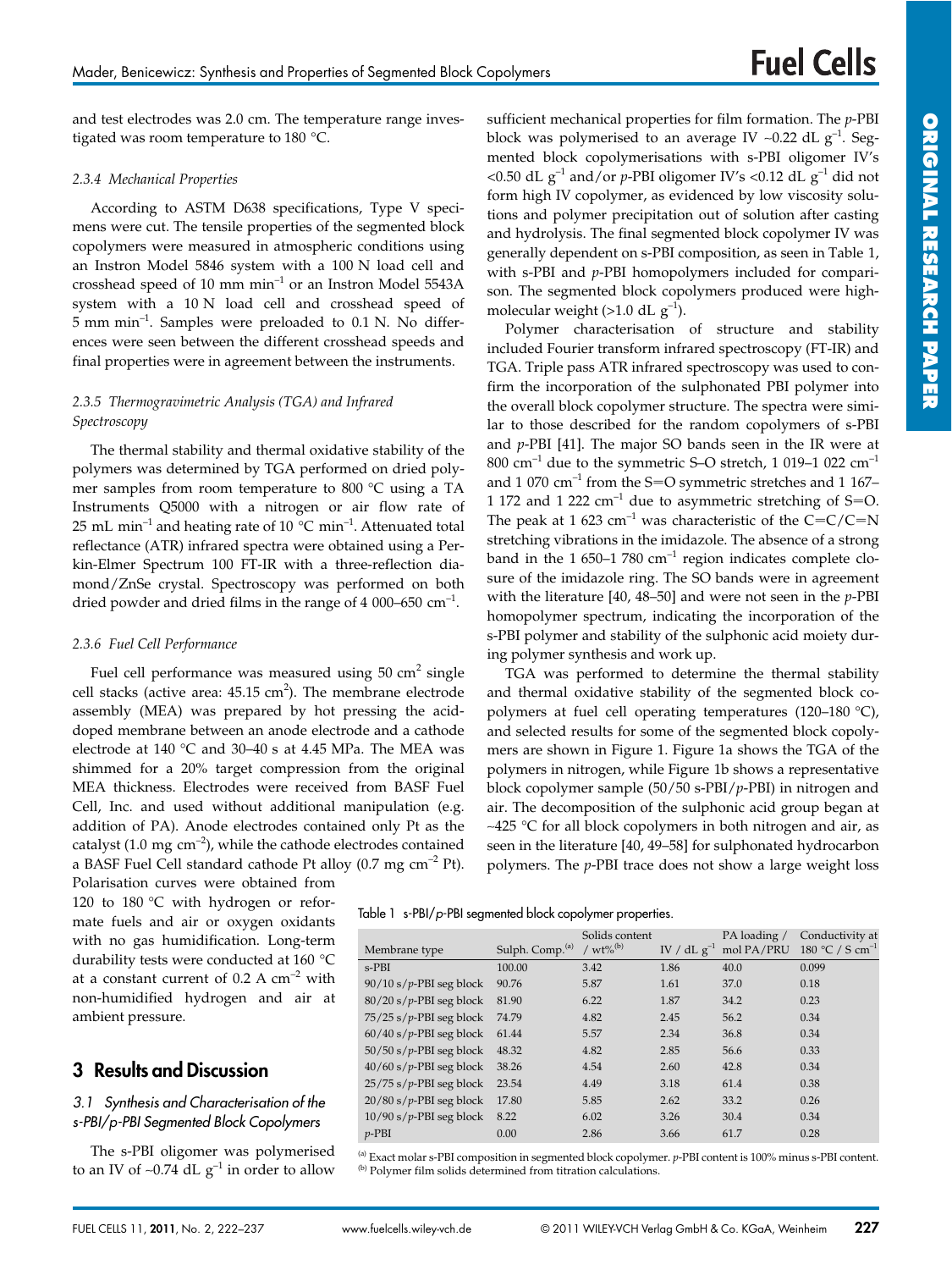and test electrodes was 2.0 cm. The temperature range investigated was room temperature to 180 °C.

### 2.3.4 Mechanical Properties

According to ASTM D638 specifications, Type V specimens were cut. The tensile properties of the segmented block copolymers were measured in atmospheric conditions using an Instron Model 5846 system with a 100 N load cell and crosshead speed of 10 mm min$^{-1}$ or an Instron Model 5543A system with a 10 N load cell and crosshead speed of 5 mm min$^{-1}$. Samples were preloaded to 0.1 N. No differences were seen between the different crosshead speeds and final properties were in agreement between the instruments.

### 2.3.5 Thermogravimetric Analysis (TGA) and Infrared Spectroscopy

The thermal stability and thermal oxidative stability of the polymers was determined by TGA performed on dried polymer samples from room temperature to 800 °C using a TA Instruments Q5000 with a nitrogen or air flow rate of 25 mL min$^{-1}$ and heating rate of 10 °C min$^{-1}$. Attenuated total reflectance (ATR) infrared spectra were obtained using a Perkin-Elmer Spectrum 100 FT-IR with a three-reflection diamond/ZnSe crystal. Spectroscopy was performed on both dried powder and dried films in the range of 4 000–650 cm$^{-1}$.

### 2.3.6 Fuel Cell Performance

Fuel cell performance was measured using 50 cm$^2$ single cell stacks (active area: 45.15 cm$^2$). The membrane electrode assembly (MEA) was prepared by hot pressing the acid-doped membrane between an anode electrode and a cathode electrode at 140 °C and 30–40 s at 4.45 MPa. The MEA was shimmed for a 20% target compression from the original MEA thickness. Electrodes were received from BASF Fuel Cell, Inc. and used without additional manipulation (e.g. addition of PA). Anode electrodes contained only Pt as the catalyst (1.0 mg cm$^{-2}$), while the cathode electrodes contained a BASF Fuel Cell standard cathode Pt alloy (0.7 mg cm$^{-2}$ Pt). Polarisation curves were obtained from 120 to 180 °C with hydrogen or reformate fuels and air or oxygen oxidants with no gas humidification. Long-term durability tests were conducted at 160 °C at a constant current of 0.2 A cm$^{-2}$ with non-humidified hydrogen and air at ambient pressure.

## 3 Results and Discussion

### 3.1 Synthesis and Characterisation of the s-PBI/p-PBI Segmented Block Copolymers

The s-PBI oligomer was polymerised to an IV of ~0.74 dL g$^{-1}$ in order to allow sufficient mechanical properties for film formation. The *p*-PBI block was polymerised to an average IV ~0.22 dL g$^{-1}$. Segmented block copolymerisations with s-PBI oligomer IV's <0.50 dL g$^{-1}$ and/or *p*-PBI oligomer IV's <0.12 dL g$^{-1}$ did not form high IV copolymer, as evidenced by low viscosity solutions and polymer precipitation out of solution after casting and hydrolysis. The final segmented block copolymer IV was generally dependent on s-PBI composition, as seen in Table 1, with s-PBI and *p*-PBI homopolymers included for comparison. The segmented block copolymers produced were high-molecular weight (>1.0 dL g$^{-1}$).

Polymer characterisation of structure and stability included Fourier transform infrared spectroscopy (FT-IR) and TGA. Triple pass ATR infrared spectroscopy was used to confirm the incorporation of the sulphonated PBI polymer into the overall block copolymer structure. The spectra were similar to those described for the random copolymers of s-PBI and *p*-PBI [41]. The major SO bands seen in the IR were at 800 cm$^{-1}$ due to the symmetric S–O stretch, 1 019–1 022 cm$^{-1}$ and 1 070 cm$^{-1}$ from the S=O symmetric stretches and 1 167–1 172 and 1 222 cm$^{-1}$ due to asymmetric stretching of S=O. The peak at 1 623 cm$^{-1}$ was characteristic of the C=C/C=N stretching vibrations in the imidazole. The absence of a strong band in the 1 650–1 780 cm$^{-1}$ region indicates complete closure of the imidazole ring. The SO bands were in agreement with the literature [40, 48–50] and were not seen in the *p*-PBI homopolymer spectrum, indicating the incorporation of the s-PBI polymer and stability of the sulphonic acid moiety during polymer synthesis and work up.

TGA was performed to determine the thermal stability and thermal oxidative stability of the segmented block copolymers at fuel cell operating temperatures (120–180 °C), and selected results for some of the segmented block copolymers are shown in Figure 1. Figure 1a shows the TGA of the polymers in nitrogen, while Figure 1b shows a representative block copolymer sample (50/50 s-PBI/*p*-PBI) in nitrogen and air. The decomposition of the sulphonic acid group began at ~425 °C for all block copolymers in both nitrogen and air, as seen in the literature [40, 49–58] for sulphonated hydrocarbon polymers. The *p*-PBI trace does not show a large weight loss

Table 1 s-PBI/*p*-PBI segmented block copolymer properties.

| Membrane type | Sulph. Comp.[a] | Solids content / wt%[b] | IV / dL g$^{-1}$ | PA loading / mol PA/PRU | Conductivity at 180 °C / S cm$^{-1}$ |
|---|---|---|---|---|---|
| s-PBI | 100.00 | 3.42 | 1.86 | 40.0 | 0.099 |
| 90/10 s/*p*-PBI seg block | 90.76 | 5.87 | 1.61 | 37.0 | 0.18 |
| 80/20 s/*p*-PBI seg block | 81.90 | 6.22 | 1.87 | 34.2 | 0.23 |
| 75/25 s/*p*-PBI seg block | 74.79 | 4.82 | 2.45 | 56.2 | 0.34 |
| 60/40 s/*p*-PBI seg block | 61.44 | 5.57 | 2.34 | 36.8 | 0.34 |
| 50/50 s/*p*-PBI seg block | 48.32 | 4.82 | 2.85 | 56.6 | 0.33 |
| 40/60 s/*p*-PBI seg block | 38.26 | 4.54 | 2.60 | 42.8 | 0.34 |
| 25/75 s/*p*-PBI seg block | 23.54 | 4.49 | 3.18 | 61.4 | 0.38 |
| 20/80 s/*p*-PBI seg block | 17.80 | 5.85 | 2.62 | 33.2 | 0.26 |
| 10/90 s/*p*-PBI seg block | 8.22 | 6.02 | 3.26 | 30.4 | 0.34 |
| *p*-PBI | 0.00 | 2.86 | 3.66 | 61.7 | 0.28 |

[a] Exact molar s-PBI composition in segmented block copolymer. *p*-PBI content is 100% minus s-PBI content.
[b] Polymer film solids determined from titration calculations.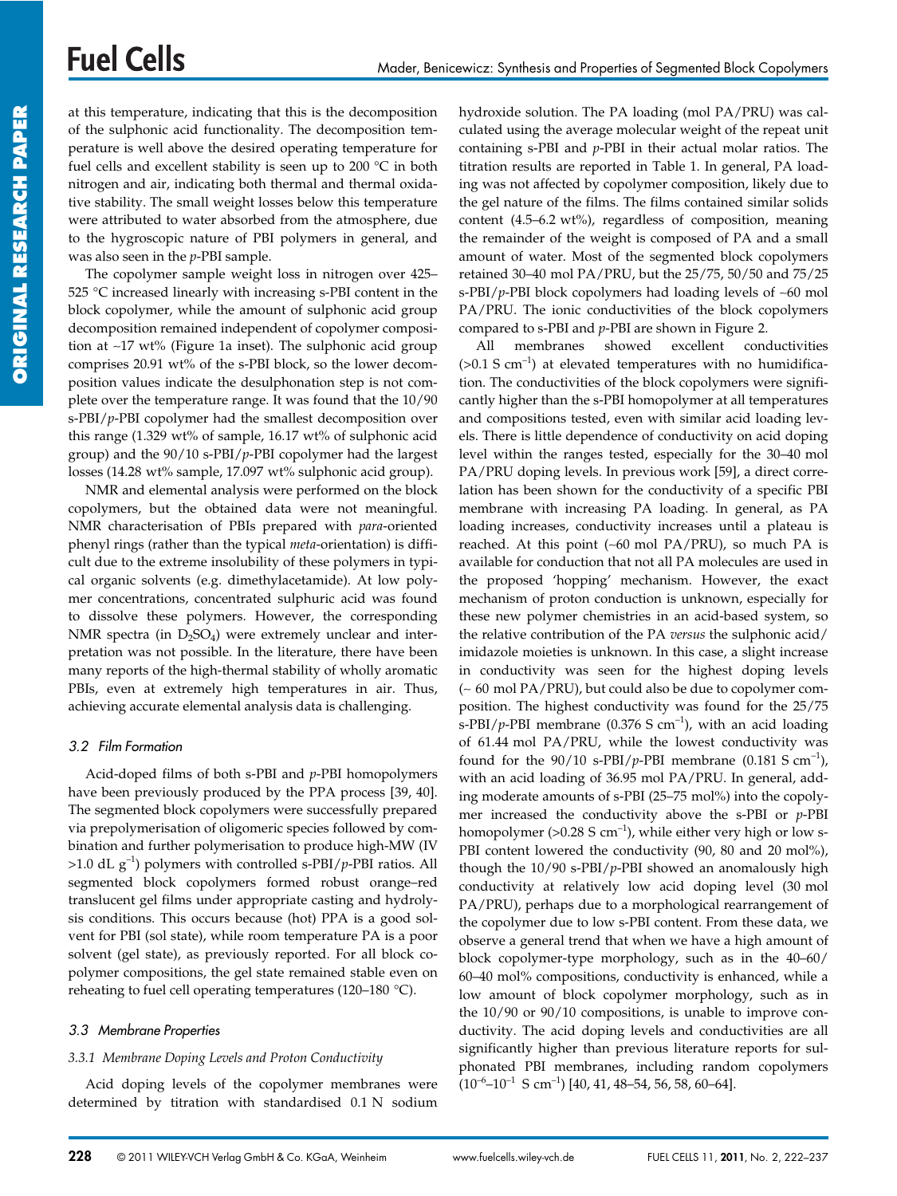at this temperature, indicating that this is the decomposition of the sulphonic acid functionality. The decomposition temperature is well above the desired operating temperature for fuel cells and excellent stability is seen up to 200 °C in both nitrogen and air, indicating both thermal and thermal oxidative stability. The small weight losses below this temperature were attributed to water absorbed from the atmosphere, due to the hygroscopic nature of PBI polymers in general, and was also seen in the *p*-PBI sample.

The copolymer sample weight loss in nitrogen over 425–525 °C increased linearly with increasing s-PBI content in the block copolymer, while the amount of sulphonic acid group decomposition remained independent of copolymer composition at ~17 wt% (Figure 1a inset). The sulphonic acid group comprises 20.91 wt% of the s-PBI block, so the lower decomposition values indicate the desulphonation step is not complete over the temperature range. It was found that the 10/90 s-PBI/*p*-PBI copolymer had the smallest decomposition over this range (1.329 wt% of sample, 16.17 wt% of sulphonic acid group) and the 90/10 s-PBI/*p*-PBI copolymer had the largest losses (14.28 wt% sample, 17.097 wt% sulphonic acid group).

NMR and elemental analysis were performed on the block copolymers, but the obtained data were not meaningful. NMR characterisation of PBIs prepared with *para*-oriented phenyl rings (rather than the typical *meta*-orientation) is difficult due to the extreme insolubility of these polymers in typical organic solvents (e.g. dimethylacetamide). At low polymer concentrations, concentrated sulphuric acid was found to dissolve these polymers. However, the corresponding NMR spectra (in $D_2SO_4$) were extremely unclear and interpretation was not possible. In the literature, there have been many reports of the high-thermal stability of wholly aromatic PBIs, even at extremely high temperatures in air. Thus, achieving accurate elemental analysis data is challenging.

### 3.2 Film Formation

Acid-doped films of both s-PBI and *p*-PBI homopolymers have been previously produced by the PPA process [39, 40]. The segmented block copolymers were successfully prepared via prepolymerisation of oligomeric species followed by combination and further polymerisation to produce high-MW (IV >1.0 dL $g^{-1}$) polymers with controlled s-PBI/*p*-PBI ratios. All segmented block copolymers formed robust orange–red translucent gel films under appropriate casting and hydrolysis conditions. This occurs because (hot) PPA is a good solvent for PBI (sol state), while room temperature PA is a poor solvent (gel state), as previously reported. For all block copolymer compositions, the gel state remained stable even on reheating to fuel cell operating temperatures (120–180 °C).

### 3.3 Membrane Properties

#### 3.3.1 Membrane Doping Levels and Proton Conductivity

Acid doping levels of the copolymer membranes were determined by titration with standardised 0.1 N sodium hydroxide solution. The PA loading (mol PA/PRU) was calculated using the average molecular weight of the repeat unit containing s-PBI and *p*-PBI in their actual molar ratios. The titration results are reported in Table 1. In general, PA loading was not affected by copolymer composition, likely due to the gel nature of the films. The films contained similar solids content (4.5–6.2 wt%), regardless of composition, meaning the remainder of the weight is composed of PA and a small amount of water. Most of the segmented block copolymers retained 30–40 mol PA/PRU, but the 25/75, 50/50 and 75/25 s-PBI/*p*-PBI block copolymers had loading levels of ~60 mol PA/PRU. The ionic conductivities of the block copolymers compared to s-PBI and *p*-PBI are shown in Figure 2.

All membranes showed excellent conductivities (>0.1 S $cm^{-1}$) at elevated temperatures with no humidification. The conductivities of the block copolymers were significantly higher than the s-PBI homopolymer at all temperatures and compositions tested, even with similar acid loading levels. There is little dependence of conductivity on acid doping level within the ranges tested, especially for the 30–40 mol PA/PRU doping levels. In previous work [59], a direct correlation has been shown for the conductivity of a specific PBI membrane with increasing PA loading. In general, as PA loading increases, conductivity increases until a plateau is reached. At this point (~60 mol PA/PRU), so much PA is available for conduction that not all PA molecules are used in the proposed 'hopping' mechanism. However, the exact mechanism of proton conduction is unknown, especially for these new polymer chemistries in an acid-based system, so the relative contribution of the PA *versus* the sulphonic acid/imidazole moieties is unknown. In this case, a slight increase in conductivity was seen for the highest doping levels (~ 60 mol PA/PRU), but could also be due to copolymer composition. The highest conductivity was found for the 25/75 s-PBI/*p*-PBI membrane (0.376 S $cm^{-1}$), with an acid loading of 61.44 mol PA/PRU, while the lowest conductivity was found for the 90/10 s-PBI/*p*-PBI membrane (0.181 S $cm^{-1}$), with an acid loading of 36.95 mol PA/PRU. In general, adding moderate amounts of s-PBI (25–75 mol%) into the copolymer increased the conductivity above the s-PBI or *p*-PBI homopolymer (>0.28 S $cm^{-1}$), while either very high or low s-PBI content lowered the conductivity (90, 80 and 20 mol%), though the 10/90 s-PBI/*p*-PBI showed an anomalously high conductivity at relatively low acid doping level (30 mol PA/PRU), perhaps due to a morphological rearrangement of the copolymer due to low s-PBI content. From these data, we observe a general trend that when we have a high amount of block copolymer-type morphology, such as in the 40–60/60–40 mol% compositions, conductivity is enhanced, while a low amount of block copolymer morphology, such as in the 10/90 or 90/10 compositions, is unable to improve conductivity. The acid doping levels and conductivities are all significantly higher than previous literature reports for sulphonated PBI membranes, including random copolymers ($10^{-6}$–$10^{-1}$ S $cm^{-1}$) [40, 41, 48–54, 56, 58, 60–64].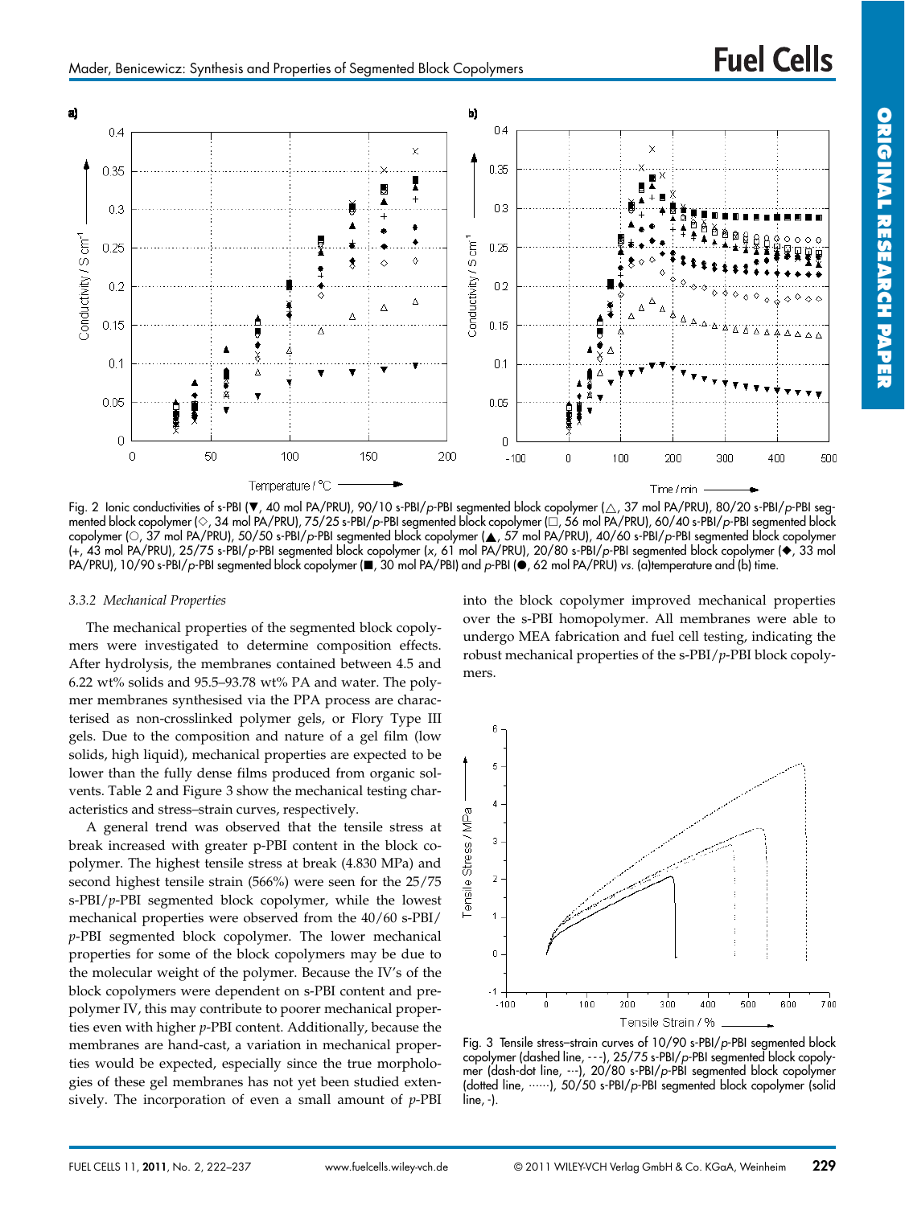Fig. 2 Ionic conductivities of s-PBI (▼, 40 mol PA/PRU), 90/10 s-PBI/*p*-PBI segmented block copolymer (△, 37 mol PA/PRU), 80/20 s-PBI/*p*-PBI segmented block copolymer (◇, 34 mol PA/PRU), 75/25 s-PBI/*p*-PBI segmented block copolymer (□, 56 mol PA/PRU), 60/40 s-PBI/*p*-PBI segmented block copolymer (○, 37 mol PA/PRU), 50/50 s-PBI/*p*-PBI segmented block copolymer (▲, 57 mol PA/PRU), 40/60 s-PBI/*p*-PBI segmented block copolymer (+, 43 mol PA/PRU), 25/75 s-PBI/*p*-PBI segmented block copolymer (*x*, 61 mol PA/PRU), 20/80 s-PBI/*p*-PBI segmented block copolymer (◆, 33 mol PA/PRU), 10/90 s-PBI/*p*-PBI segmented block copolymer (■, 30 mol PA/PBI) and *p*-PBI (●, 62 mol PA/PRU) *vs.* (a)temperature and (b) time.

### *3.3.2 Mechanical Properties*

The mechanical properties of the segmented block copolymers were investigated to determine composition effects. After hydrolysis, the membranes contained between 4.5 and 6.22 wt% solids and 95.5–93.78 wt% PA and water. The polymer membranes synthesised via the PPA process are characterised as non-crosslinked polymer gels, or Flory Type III gels. Due to the composition and nature of a gel film (low solids, high liquid), mechanical properties are expected to be lower than the fully dense films produced from organic solvents. Table 2 and Figure 3 show the mechanical testing characteristics and stress–strain curves, respectively.

A general trend was observed that the tensile stress at break increased with greater p-PBI content in the block copolymer. The highest tensile stress at break (4.830 MPa) and second highest tensile strain (566%) were seen for the 25/75 s-PBI/*p*-PBI segmented block copolymer, while the lowest mechanical properties were observed from the 40/60 s-PBI/*p*-PBI segmented block copolymer. The lower mechanical properties for some of the block copolymers may be due to the molecular weight of the polymer. Because the IV's of the block copolymers were dependent on s-PBI content and prepolymer IV, this may contribute to poorer mechanical properties even with higher *p*-PBI content. Additionally, because the membranes are hand-cast, a variation in mechanical properties would be expected, especially since the true morphologies of these gel membranes has not yet been studied extensively. The incorporation of even a small amount of *p*-PBI into the block copolymer improved mechanical properties over the s-PBI homopolymer. All membranes were able to undergo MEA fabrication and fuel cell testing, indicating the robust mechanical properties of the s-PBI/*p*-PBI block copolymers.

Fig. 3 Tensile stress–strain curves of 10/90 s-PBI/*p*-PBI segmented block copolymer (dashed line, - - -), 25/75 s-PBI/*p*-PBI segmented block copolymer (dash-dot line, -·-), 20/80 s-PBI/*p*-PBI segmented block copolymer (dotted line, ……), 50/50 s-PBI/*p*-PBI segmented block copolymer (solid line, -).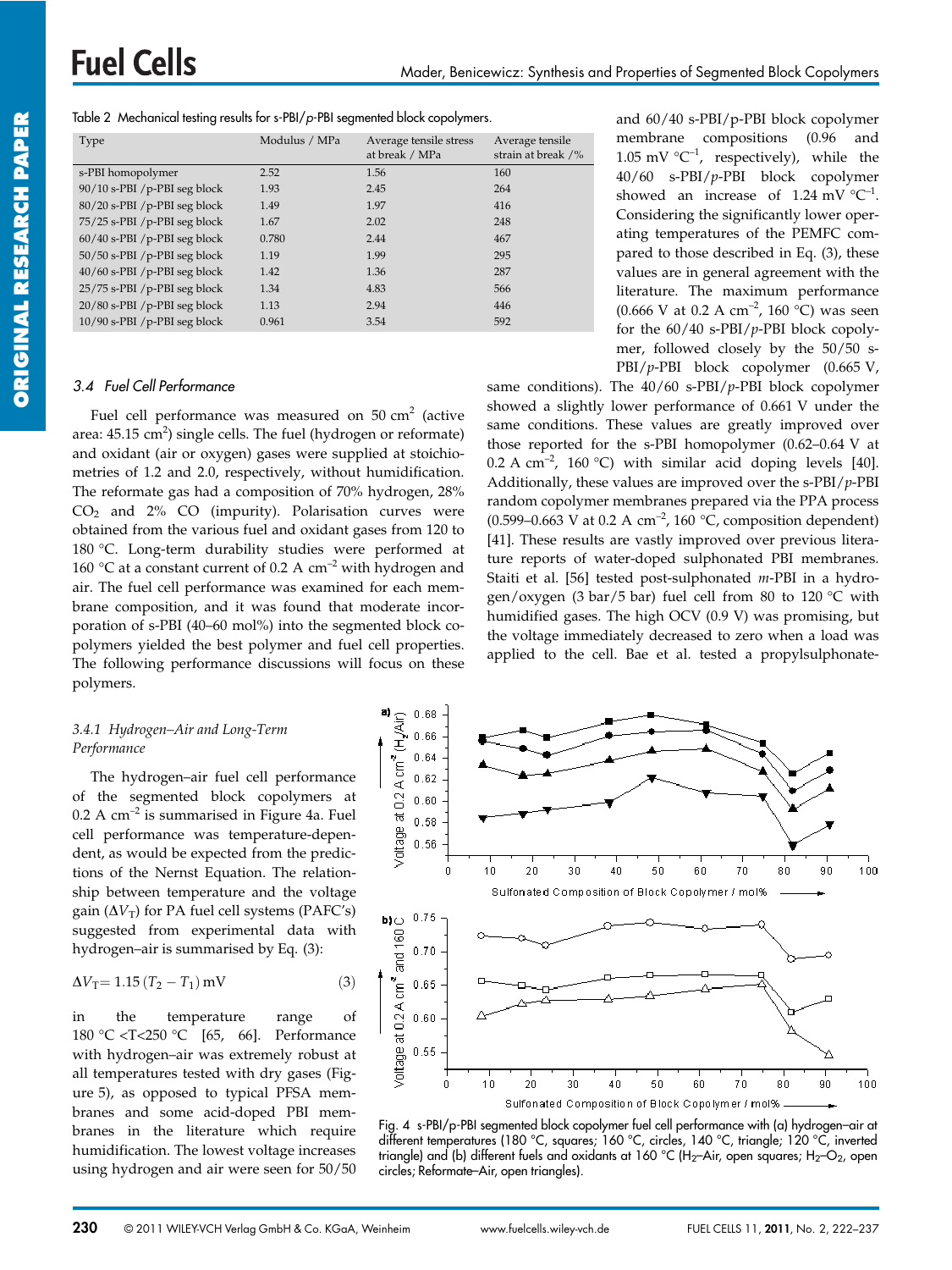Table 2 Mechanical testing results for s-PBI/*p*-PBI segmented block copolymers.

| Type | Modulus / MPa | Average tensile stress at break / MPa | Average tensile strain at break /% |
|---|---|---|---|
| s-PBI homopolymer | 2.52 | 1.56 | 160 |
| 90/10 s-PBI /p-PBI seg block | 1.93 | 2.45 | 264 |
| 80/20 s-PBI /p-PBI seg block | 1.49 | 1.97 | 416 |
| 75/25 s-PBI /p-PBI seg block | 1.67 | 2.02 | 248 |
| 60/40 s-PBI /p-PBI seg block | 0.780 | 2.44 | 467 |
| 50/50 s-PBI /p-PBI seg block | 1.19 | 1.99 | 295 |
| 40/60 s-PBI /p-PBI seg block | 1.42 | 1.36 | 287 |
| 25/75 s-PBI /p-PBI seg block | 1.34 | 4.83 | 566 |
| 20/80 s-PBI /p-PBI seg block | 1.13 | 2.94 | 446 |
| 10/90 s-PBI /p-PBI seg block | 0.961 | 3.54 | 592 |

### 3.4 Fuel Cell Performance

Fuel cell performance was measured on 50 $cm^2$ (active area: 45.15 $cm^2$) single cells. The fuel (hydrogen or reformate) and oxidant (air or oxygen) gases were supplied at stoichiometries of 1.2 and 2.0, respectively, without humidification. The reformate gas had a composition of 70% hydrogen, 28% $CO_2$ and 2% CO (impurity). Polarisation curves were obtained from the various fuel and oxidant gases from 120 to 180 °C. Long-term durability studies were performed at 160 °C at a constant current of 0.2 A $cm^{-2}$ with hydrogen and air. The fuel cell performance was examined for each membrane composition, and it was found that moderate incorporation of s-PBI (40–60 mol%) into the segmented block copolymers yielded the best polymer and fuel cell properties. The following performance discussions will focus on these polymers.

#### 3.4.1 Hydrogen–Air and Long-Term Performance

The hydrogen–air fuel cell performance of the segmented block copolymers at 0.2 A $cm^{-2}$ is summarised in Figure 4a. Fuel cell performance was temperature-dependent, as would be expected from the predictions of the Nernst Equation. The relationship between temperature and the voltage gain ($\Delta V_T$) for PA fuel cell systems (PAFC's) suggested from experimental data with hydrogen–air is summarised by Eq. (3):

$$\Delta V_T = 1.15\,(T_2 - T_1)\,\text{mV} \qquad (3)$$

in the temperature range of 180 °C <T<250 °C [65, 66]. Performance with hydrogen–air was extremely robust at all temperatures tested with dry gases (Figure 5), as opposed to typical PFSA membranes and some acid-doped PBI membranes in the literature which require humidification. The lowest voltage increases using hydrogen and air were seen for 50/50 and 60/40 s-PBI/p-PBI block copolymer membrane compositions (0.96 and 1.05 mV °$C^{-1}$, respectively), while the 40/60 s-PBI/*p*-PBI block copolymer showed an increase of 1.24 mV °$C^{-1}$. Considering the significantly lower operating temperatures of the PEMFC compared to those described in Eq. (3), these values are in general agreement with the literature. The maximum performance (0.666 V at 0.2 A $cm^{-2}$, 160 °C) was seen for the 60/40 s-PBI/*p*-PBI block copolymer, followed closely by the 50/50 s-PBI/*p*-PBI block copolymer (0.665 V, same conditions). The 40/60 s-PBI/*p*-PBI block copolymer showed a slightly lower performance of 0.661 V under the same conditions. These values are greatly improved over those reported for the s-PBI homopolymer (0.62–0.64 V at 0.2 A $cm^{-2}$, 160 °C) with similar acid doping levels [40]. Additionally, these values are improved over the s-PBI/*p*-PBI random copolymer membranes prepared via the PPA process (0.599–0.663 V at 0.2 A $cm^{-2}$, 160 °C, composition dependent) [41]. These results are vastly improved over previous literature reports of water-doped sulphonated PBI membranes. Staiti et al. [56] tested post-sulphonated *m*-PBI in a hydrogen/oxygen (3 bar/5 bar) fuel cell from 80 to 120 °C with humidified gases. The high OCV (0.9 V) was promising, but the voltage immediately decreased to zero when a load was applied to the cell. Bae et al. tested a propylsulphonate-

Fig. 4 s-PBI/p-PBI segmented block copolymer fuel cell performance with (a) hydrogen–air at different temperatures (180 °C, squares; 160 °C, circles, 140 °C, triangle; 120 °C, inverted triangle) and (b) different fuels and oxidants at 160 °C ($H_2$–Air, open squares; $H_2$–$O_2$, open circles; Reformate–Air, open triangles).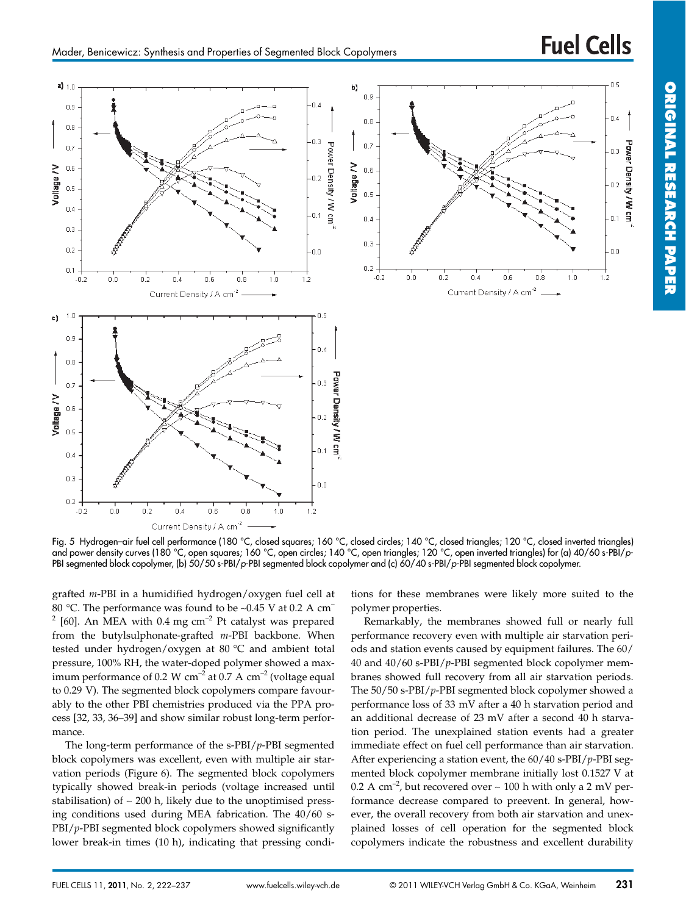Fig. 5 Hydrogen–air fuel cell performance (180 °C, closed squares; 160 °C, closed circles; 140 °C, closed triangles; 120 °C, closed inverted triangles) and power density curves (180 °C, open squares; 160 °C, open circles; 140 °C, open triangles; 120 °C, open inverted triangles) for (a) 40/60 s-PBI/*p*-PBI segmented block copolymer, (b) 50/50 s-PBI/*p*-PBI segmented block copolymer and (c) 60/40 s-PBI/*p*-PBI segmented block copolymer.

grafted *m*-PBI in a humidified hydrogen/oxygen fuel cell at 80 °C. The performance was found to be ~0.45 V at 0.2 A cm$^{-2}$ [60]. An MEA with 0.4 mg cm$^{-2}$ Pt catalyst was prepared from the butylsulphonate-grafted *m*-PBI backbone. When tested under hydrogen/oxygen at 80 °C and ambient total pressure, 100% RH, the water-doped polymer showed a maximum performance of 0.2 W cm$^{-2}$ at 0.7 A cm$^{-2}$ (voltage equal to 0.29 V). The segmented block copolymers compare favourably to the other PBI chemistries produced via the PPA process [32, 33, 36–39] and show similar robust long-term performance.

The long-term performance of the s-PBI/*p*-PBI segmented block copolymers was excellent, even with multiple air starvation periods (Figure 6). The segmented block copolymers typically showed break-in periods (voltage increased until stabilisation) of ~ 200 h, likely due to the unoptimised pressing conditions used during MEA fabrication. The 40/60 s-PBI/*p*-PBI segmented block copolymers showed significantly lower break-in times (10 h), indicating that pressing conditions for these membranes were likely more suited to the polymer properties.

Remarkably, the membranes showed full or nearly full performance recovery even with multiple air starvation periods and station events caused by equipment failures. The 60/40 and 40/60 s-PBI/*p*-PBI segmented block copolymer membranes showed full recovery from all air starvation periods. The 50/50 s-PBI/*p*-PBI segmented block copolymer showed a performance loss of 33 mV after a 40 h starvation period and an additional decrease of 23 mV after a second 40 h starvation period. The unexplained station events had a greater immediate effect on fuel cell performance than air starvation. After experiencing a station event, the 60/40 s-PBI/*p*-PBI segmented block copolymer membrane initially lost 0.1527 V at 0.2 A cm$^{-2}$, but recovered over ~ 100 h with only a 2 mV performance decrease compared to preevent. In general, however, the overall recovery from both air starvation and unexplained losses of cell operation for the segmented block copolymers indicate the robustness and excellent durability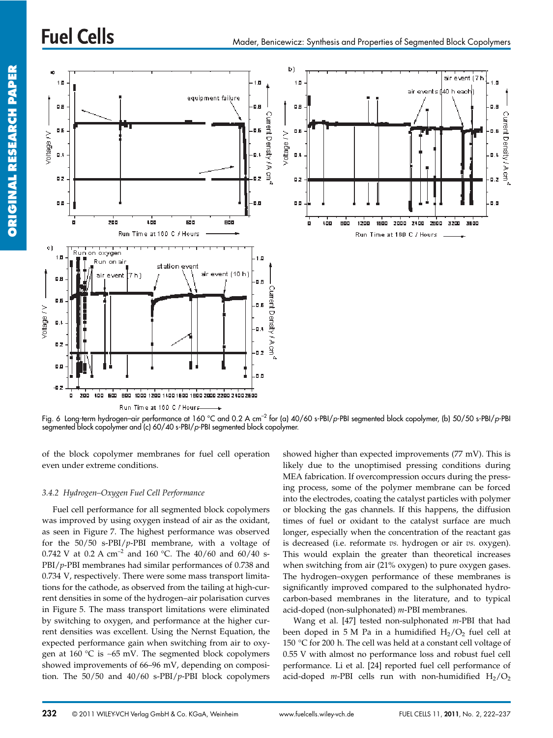Fig. 6 Long-term hydrogen–air performance at 160 °C and 0.2 A $cm^{-2}$ for (a) 40/60 s-PBI/*p*-PBI segmented block copolymer, (b) 50/50 s-PBI/*p*-PBI segmented block copolymer and (c) 60/40 s-PBI/*p*-PBI segmented block copolymer.

of the block copolymer membranes for fuel cell operation even under extreme conditions.

### 3.4.2 Hydrogen–Oxygen Fuel Cell Performance

Fuel cell performance for all segmented block copolymers was improved by using oxygen instead of air as the oxidant, as seen in Figure 7. The highest performance was observed for the 50/50 s-PBI/*p*-PBI membrane, with a voltage of 0.742 V at 0.2 A $cm^{-2}$ and 160 °C. The 40/60 and 60/40 s-PBI/*p*-PBI membranes had similar performances of 0.738 and 0.734 V, respectively. There were some mass transport limitations for the cathode, as observed from the tailing at high-current densities in some of the hydrogen–air polarisation curves in Figure 5. The mass transport limitations were eliminated by switching to oxygen, and performance at the higher current densities was excellent. Using the Nernst Equation, the expected performance gain when switching from air to oxygen at 160 °C is ~65 mV. The segmented block copolymers showed improvements of 66–96 mV, depending on composition. The 50/50 and 40/60 s-PBI/*p*-PBI block copolymers showed higher than expected improvements (77 mV). This is likely due to the unoptimised pressing conditions during MEA fabrication. If overcompression occurs during the pressing process, some of the polymer membrane can be forced into the electrodes, coating the catalyst particles with polymer or blocking the gas channels. If this happens, the diffusion times of fuel or oxidant to the catalyst surface are much longer, especially when the concentration of the reactant gas is decreased (i.e. reformate *vs.* hydrogen or air *vs.* oxygen). This would explain the greater than theoretical increases when switching from air (21% oxygen) to pure oxygen gases. The hydrogen–oxygen performance of these membranes is significantly improved compared to the sulphonated hydrocarbon-based membranes in the literature, and to typical acid-doped (non-sulphonated) *m*-PBI membranes.

Wang et al. [47] tested non-sulphonated *m*-PBI that had been doped in 5 M Pa in a humidified $H_2/O_2$ fuel cell at 150 °C for 200 h. The cell was held at a constant cell voltage of 0.55 V with almost no performance loss and robust fuel cell performance. Li et al. [24] reported fuel cell performance of acid-doped *m*-PBI cells run with non-humidified $H_2/O_2$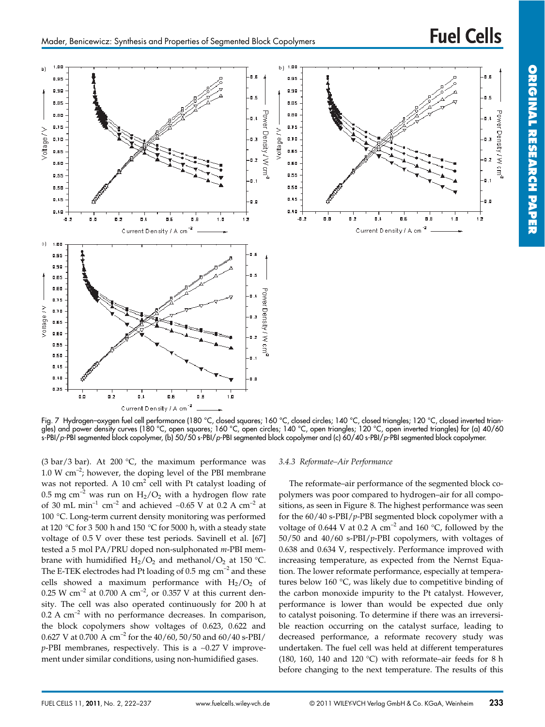Fig. 7 Hydrogen–oxygen fuel cell performance (180 °C, closed squares; 160 °C, closed circles; 140 °C, closed triangles; 120 °C, closed inverted triangles) and power density curves (180 °C, open squares; 160 °C, open circles; 140 °C, open triangles; 120 °C, open inverted triangles) for (a) 40/60 s-PBI/*p*-PBI segmented block copolymer, (b) 50/50 s-PBI/*p*-PBI segmented block copolymer and (c) 60/40 s-PBI/*p*-PBI segmented block copolymer.

(3 bar/3 bar). At 200 °C, the maximum performance was 1.0 W cm$^{-2}$; however, the doping level of the PBI membrane was not reported. A 10 cm$^2$ cell with Pt catalyst loading of 0.5 mg cm$^{-2}$ was run on $H_2/O_2$ with a hydrogen flow rate of 30 mL min$^{-1}$ cm$^{-2}$ and achieved ~0.65 V at 0.2 A cm$^{-2}$ at 100 °C. Long-term current density monitoring was performed at 120 °C for 3 500 h and 150 °C for 5000 h, with a steady state voltage of 0.5 V over these test periods. Savinell et al. [67] tested a 5 mol PA/PRU doped non-sulphonated *m*-PBI membrane with humidified $H_2/O_2$ and methanol/$O_2$ at 150 °C. The E-TEK electrodes had Pt loading of 0.5 mg cm$^{-2}$ and these cells showed a maximum performance with $H_2/O_2$ of 0.25 W cm$^{-2}$ at 0.700 A cm$^{-2}$, or 0.357 V at this current density. The cell was also operated continuously for 200 h at 0.2 A cm$^{-2}$ with no performance decreases. In comparison, the block copolymers show voltages of 0.623, 0.622 and 0.627 V at 0.700 A cm$^{-2}$ for the 40/60, 50/50 and 60/40 s-PBI/*p*-PBI membranes, respectively. This is a ~0.27 V improvement under similar conditions, using non-humidified gases.

#### 3.4.3 Reformate–Air Performance

The reformate–air performance of the segmented block copolymers was poor compared to hydrogen–air for all compositions, as seen in Figure 8. The highest performance was seen for the 60/40 s-PBI/*p*-PBI segmented block copolymer with a voltage of 0.644 V at 0.2 A cm$^{-2}$ and 160 °C, followed by the 50/50 and 40/60 s-PBI/*p*-PBI copolymers, with voltages of 0.638 and 0.634 V, respectively. Performance improved with increasing temperature, as expected from the Nernst Equation. The lower reformate performance, especially at temperatures below 160 °C, was likely due to competitive binding of the carbon monoxide impurity to the Pt catalyst. However, performance is lower than would be expected due only to catalyst poisoning. To determine if there was an irreversible reaction occurring on the catalyst surface, leading to decreased performance, a reformate recovery study was undertaken. The fuel cell was held at different temperatures (180, 160, 140 and 120 °C) with reformate–air feeds for 8 h before changing to the next temperature. The results of this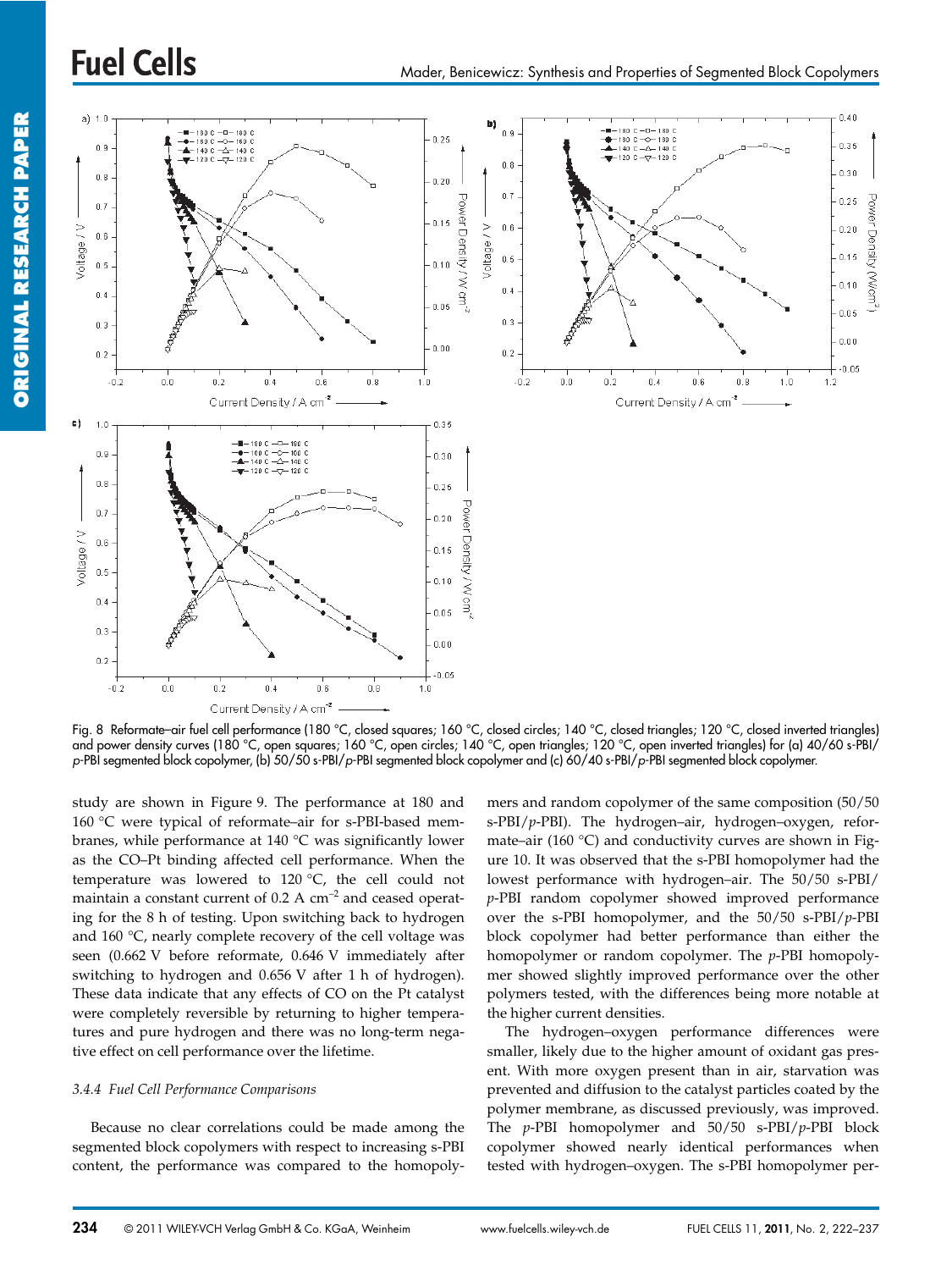Fig. 8 Reformate–air fuel cell performance (180 °C, closed squares; 160 °C, closed circles; 140 °C, closed triangles; 120 °C, closed inverted triangles) and power density curves (180 °C, open squares; 160 °C, open circles; 140 °C, open triangles; 120 °C, open inverted triangles) for (a) 40/60 s-PBI/*p*-PBI segmented block copolymer, (b) 50/50 s-PBI/*p*-PBI segmented block copolymer and (c) 60/40 s-PBI/*p*-PBI segmented block copolymer.

study are shown in Figure 9. The performance at 180 and 160 °C were typical of reformate–air for s-PBI-based membranes, while performance at 140 °C was significantly lower as the CO–Pt binding affected cell performance. When the temperature was lowered to 120 °C, the cell could not maintain a constant current of 0.2 A cm$^{-2}$ and ceased operating for the 8 h of testing. Upon switching back to hydrogen and 160 °C, nearly complete recovery of the cell voltage was seen (0.662 V before reformate, 0.646 V immediately after switching to hydrogen and 0.656 V after 1 h of hydrogen). These data indicate that any effects of CO on the Pt catalyst were completely reversible by returning to higher temperatures and pure hydrogen and there was no long-term negative effect on cell performance over the lifetime.

### 3.4.4 Fuel Cell Performance Comparisons

Because no clear correlations could be made among the segmented block copolymers with respect to increasing s-PBI content, the performance was compared to the homopolymers and random copolymer of the same composition (50/50 s-PBI/*p*-PBI). The hydrogen–air, hydrogen–oxygen, reformate–air (160 °C) and conductivity curves are shown in Figure 10. It was observed that the s-PBI homopolymer had the lowest performance with hydrogen–air. The 50/50 s-PBI/*p*-PBI random copolymer showed improved performance over the s-PBI homopolymer, and the 50/50 s-PBI/*p*-PBI block copolymer had better performance than either the homopolymer or random copolymer. The *p*-PBI homopolymer showed slightly improved performance over the other polymers tested, with the differences being more notable at the higher current densities.

The hydrogen–oxygen performance differences were smaller, likely due to the higher amount of oxidant gas present. With more oxygen present than in air, starvation was prevented and diffusion to the catalyst particles coated by the polymer membrane, as discussed previously, was improved. The *p*-PBI homopolymer and 50/50 s-PBI/*p*-PBI block copolymer showed nearly identical performances when tested with hydrogen–oxygen. The s-PBI homopolymer per-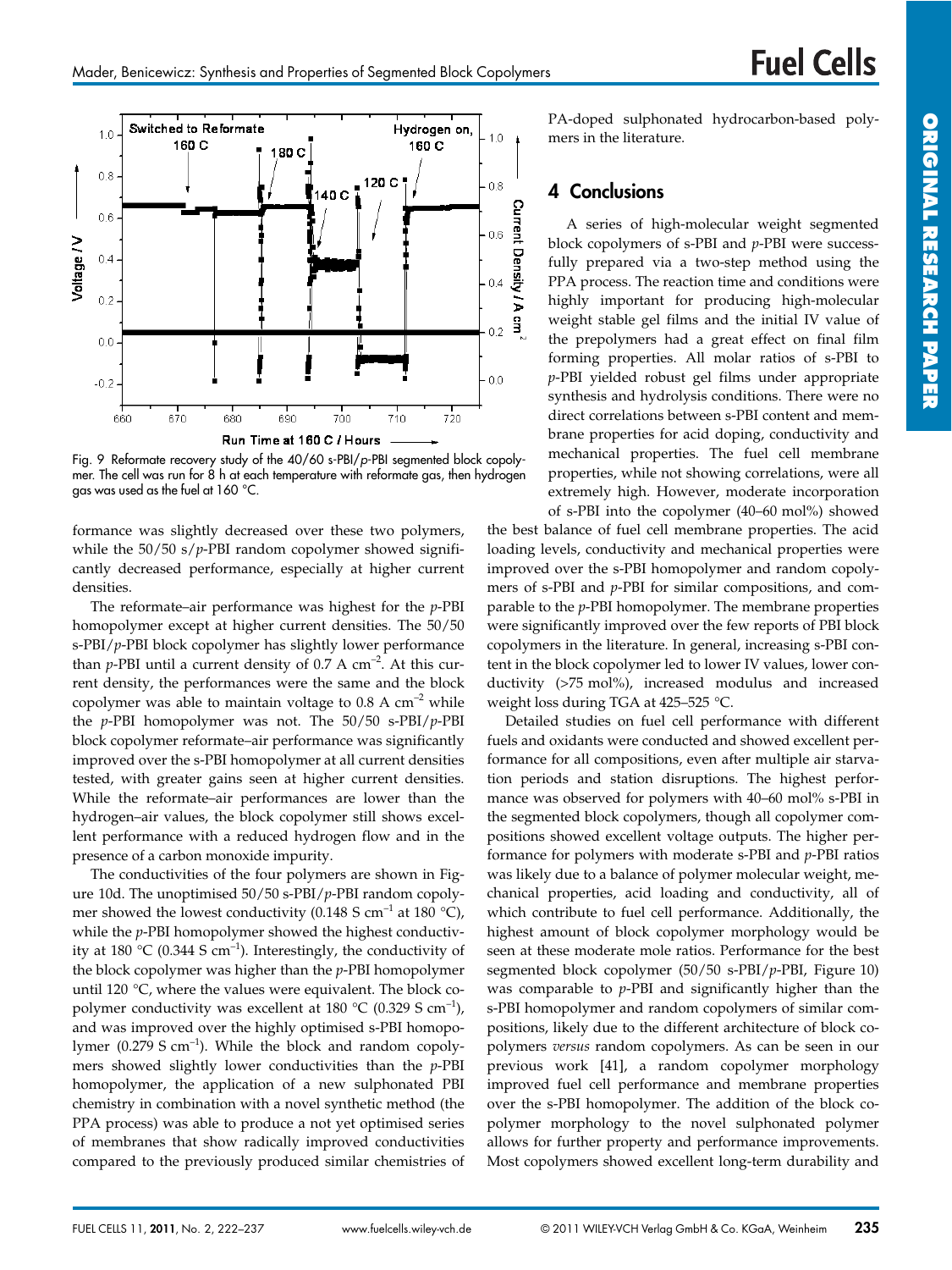Fig. 9 Reformate recovery study of the 40/60 s-PBI/*p*-PBI segmented block copolymer. The cell was run for 8 h at each temperature with reformate gas, then hydrogen gas was used as the fuel at 160 °C.

formance was slightly decreased over these two polymers, while the 50/50 s/*p*-PBI random copolymer showed significantly decreased performance, especially at higher current densities.

The reformate–air performance was highest for the *p*-PBI homopolymer except at higher current densities. The 50/50 s-PBI/*p*-PBI block copolymer has slightly lower performance than *p*-PBI until a current density of 0.7 A $cm^{-2}$. At this current density, the performances were the same and the block copolymer was able to maintain voltage to 0.8 A $cm^{-2}$ while the *p*-PBI homopolymer was not. The 50/50 s-PBI/*p*-PBI block copolymer reformate–air performance was significantly improved over the s-PBI homopolymer at all current densities tested, with greater gains seen at higher current densities. While the reformate–air performances are lower than the hydrogen–air values, the block copolymer still shows excellent performance with a reduced hydrogen flow and in the presence of a carbon monoxide impurity.

The conductivities of the four polymers are shown in Figure 10d. The unoptimised 50/50 s-PBI/*p*-PBI random copolymer showed the lowest conductivity (0.148 S $cm^{-1}$ at 180 °C), while the *p*-PBI homopolymer showed the highest conductivity at 180 °C (0.344 S $cm^{-1}$). Interestingly, the conductivity of the block copolymer was higher than the *p*-PBI homopolymer until 120 °C, where the values were equivalent. The block copolymer conductivity was excellent at 180 °C (0.329 S $cm^{-1}$), and was improved over the highly optimised s-PBI homopolymer (0.279 S $cm^{-1}$). While the block and random copolymers showed slightly lower conductivities than the *p*-PBI homopolymer, the application of a new sulphonated PBI chemistry in combination with a novel synthetic method (the PPA process) was able to produce a not yet optimised series of membranes that show radically improved conductivities compared to the previously produced similar chemistries of PA-doped sulphonated hydrocarbon-based polymers in the literature.

## 4 Conclusions

A series of high-molecular weight segmented block copolymers of s-PBI and *p*-PBI were successfully prepared via a two-step method using the PPA process. The reaction time and conditions were highly important for producing high-molecular weight stable gel films and the initial IV value of the prepolymers had a great effect on final film forming properties. All molar ratios of s-PBI to *p*-PBI yielded robust gel films under appropriate synthesis and hydrolysis conditions. There were no direct correlations between s-PBI content and membrane properties for acid doping, conductivity and mechanical properties. The fuel cell membrane properties, while not showing correlations, were all extremely high. However, moderate incorporation of s-PBI into the copolymer (40–60 mol%) showed the best balance of fuel cell membrane properties. The acid loading levels, conductivity and mechanical properties were improved over the s-PBI homopolymer and random copolymers of s-PBI and *p*-PBI for similar compositions, and comparable to the *p*-PBI homopolymer. The membrane properties were significantly improved over the few reports of PBI block copolymers in the literature. In general, increasing s-PBI content in the block copolymer led to lower IV values, lower conductivity (>75 mol%), increased modulus and increased weight loss during TGA at 425–525 °C.

Detailed studies on fuel cell performance with different fuels and oxidants were conducted and showed excellent performance for all compositions, even after multiple air starvation periods and station disruptions. The highest performance was observed for polymers with 40–60 mol% s-PBI in the segmented block copolymers, though all copolymer compositions showed excellent voltage outputs. The higher performance for polymers with moderate s-PBI and *p*-PBI ratios was likely due to a balance of polymer molecular weight, mechanical properties, acid loading and conductivity, all of which contribute to fuel cell performance. Additionally, the highest amount of block copolymer morphology would be seen at these moderate mole ratios. Performance for the best segmented block copolymer (50/50 s-PBI/*p*-PBI, Figure 10) was comparable to *p*-PBI and significantly higher than the s-PBI homopolymer and random copolymers of similar compositions, likely due to the different architecture of block copolymers *versus* random copolymers. As can be seen in our previous work [41], a random copolymer morphology improved fuel cell performance and membrane properties over the s-PBI homopolymer. The addition of the block copolymer morphology to the novel sulphonated polymer allows for further property and performance improvements. Most copolymers showed excellent long-term durability and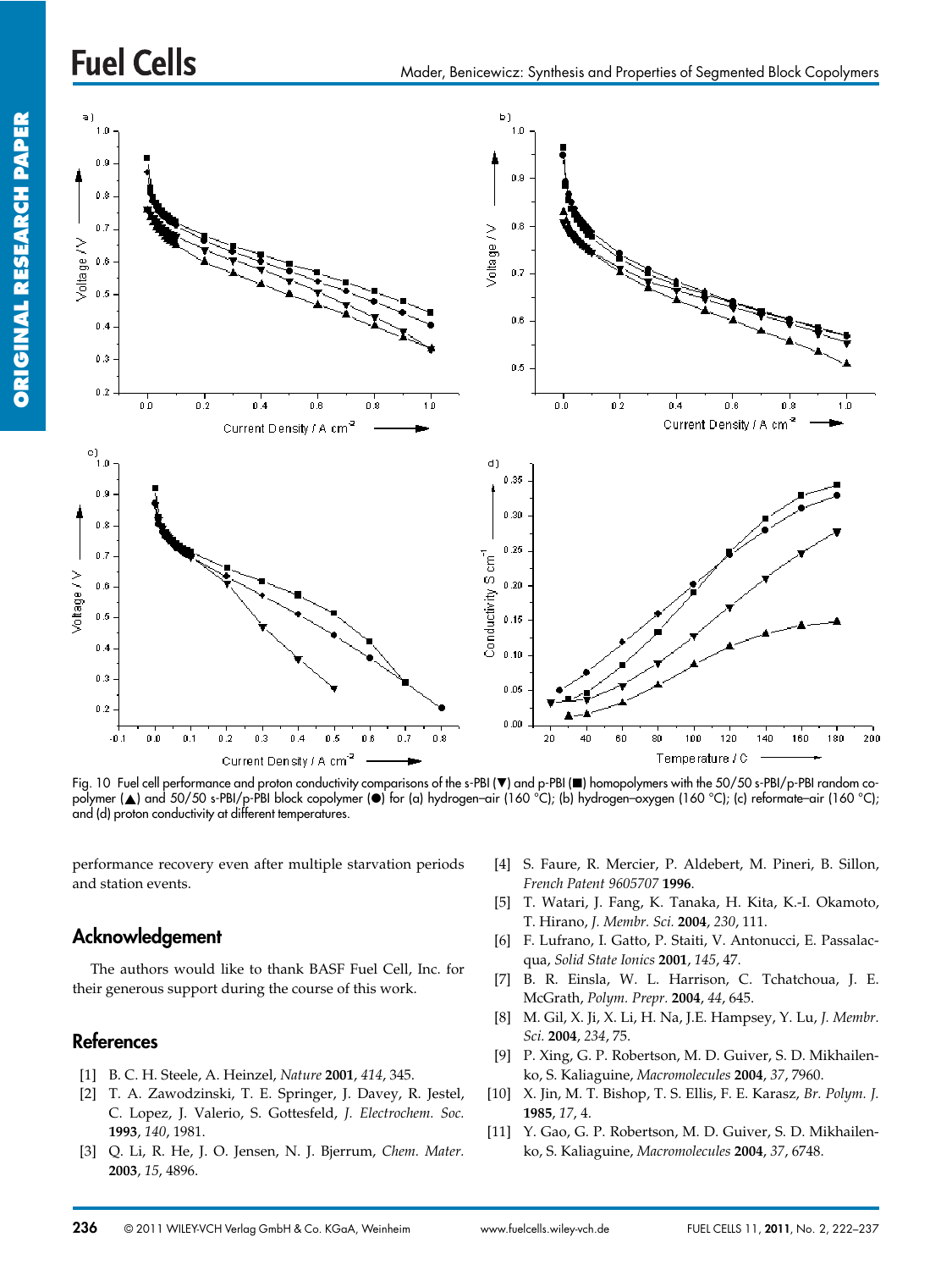Fig. 10 Fuel cell performance and proton conductivity comparisons of the s-PBI (▼) and p-PBI (■) homopolymers with the 50/50 s-PBI/p-PBI random copolymer (▲) and 50/50 s-PBI/p-PBI block copolymer (●) for (a) hydrogen–air (160 °C); (b) hydrogen–oxygen (160 °C); (c) reformate–air (160 °C); and (d) proton conductivity at different temperatures.

performance recovery even after multiple starvation periods and station events.

## Acknowledgement

The authors would like to thank BASF Fuel Cell, Inc. for their generous support during the course of this work.

## References

[1] B. C. H. Steele, A. Heinzel, *Nature* **2001**, *414*, 345.

[2] T. A. Zawodzinski, T. E. Springer, J. Davey, R. Jestel, C. Lopez, J. Valerio, S. Gottesfeld, *J. Electrochem. Soc.* **1993**, *140*, 1981.

[3] Q. Li, R. He, J. O. Jensen, N. J. Bjerrum, *Chem. Mater.* **2003**, *15*, 4896.

[4] S. Faure, R. Mercier, P. Aldebert, M. Pineri, B. Sillon, *French Patent 9605707* **1996**.

[5] T. Watari, J. Fang, K. Tanaka, H. Kita, K.-I. Okamoto, T. Hirano, *J. Membr. Sci.* **2004**, *230*, 111.

[6] F. Lufrano, I. Gatto, P. Staiti, V. Antonucci, E. Passalacqua, *Solid State Ionics* **2001**, *145*, 47.

[7] B. R. Einsla, W. L. Harrison, C. Tchatchoua, J. E. McGrath, *Polym. Prepr.* **2004**, *44*, 645.

[8] M. Gil, X. Ji, X. Li, H. Na, J.E. Hampsey, Y. Lu, *J. Membr. Sci.* **2004**, *234*, 75.

[9] P. Xing, G. P. Robertson, M. D. Guiver, S. D. Mikhailenko, S. Kaliaguine, *Macromolecules* **2004**, *37*, 7960.

[10] X. Jin, M. T. Bishop, T. S. Ellis, F. E. Karasz, *Br. Polym. J.* **1985**, *17*, 4.

[11] Y. Gao, G. P. Robertson, M. D. Guiver, S. D. Mikhailenko, S. Kaliaguine, *Macromolecules* **2004**, *37*, 6748.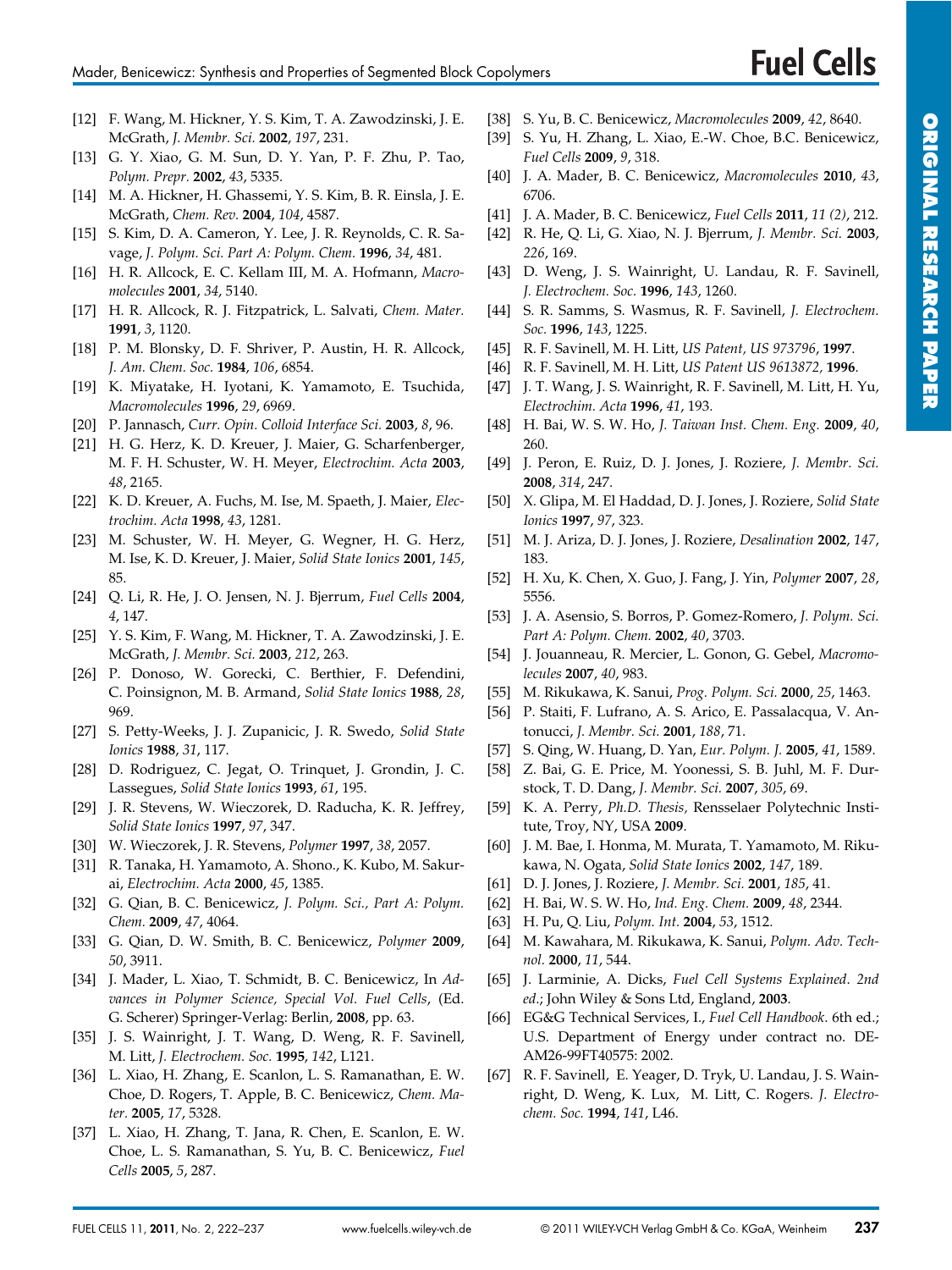[12] F. Wang, M. Hickner, Y. S. Kim, T. A. Zawodzinski, J. E. McGrath, *J. Membr. Sci.* **2002**, *197*, 231.

[13] G. Y. Xiao, G. M. Sun, D. Y. Yan, P. F. Zhu, P. Tao, *Polym. Prepr.* **2002**, *43*, 5335.

[14] M. A. Hickner, H. Ghassemi, Y. S. Kim, B. R. Einsla, J. E. McGrath, *Chem. Rev.* **2004**, *104*, 4587.

[15] S. Kim, D. A. Cameron, Y. Lee, J. R. Reynolds, C. R. Savage, *J. Polym. Sci. Part A: Polym. Chem.* **1996**, *34*, 481.

[16] H. R. Allcock, E. C. Kellam III, M. A. Hofmann, *Macromolecules* **2001**, *34*, 5140.

[17] H. R. Allcock, R. J. Fitzpatrick, L. Salvati, *Chem. Mater.* **1991**, *3*, 1120.

[18] P. M. Blonsky, D. F. Shriver, P. Austin, H. R. Allcock, *J. Am. Chem. Soc.* **1984**, *106*, 6854.

[19] K. Miyatake, H. Iyotani, K. Yamamoto, E. Tsuchida, *Macromolecules* **1996**, *29*, 6969.

[20] P. Jannasch, *Curr. Opin. Colloid Interface Sci.* **2003**, *8*, 96.

[21] H. G. Herz, K. D. Kreuer, J. Maier, G. Scharfenberger, M. F. H. Schuster, W. H. Meyer, *Electrochim. Acta* **2003**, *48*, 2165.

[22] K. D. Kreuer, A. Fuchs, M. Ise, M. Spaeth, J. Maier, *Electrochim. Acta* **1998**, *43*, 1281.

[23] M. Schuster, W. H. Meyer, G. Wegner, H. G. Herz, M. Ise, K. D. Kreuer, J. Maier, *Solid State Ionics* **2001**, *145*, 85.

[24] Q. Li, R. He, J. O. Jensen, N. J. Bjerrum, *Fuel Cells* **2004**, *4*, 147.

[25] Y. S. Kim, F. Wang, M. Hickner, T. A. Zawodzinski, J. E. McGrath, *J. Membr. Sci.* **2003**, *212*, 263.

[26] P. Donoso, W. Gorecki, C. Berthier, F. Defendini, C. Poinsignon, M. B. Armand, *Solid State Ionics* **1988**, *28*, 969.

[27] S. Petty-Weeks, J. J. Zupanicic, J. R. Swedo, *Solid State Ionics* **1988**, *31*, 117.

[28] D. Rodriguez, C. Jegat, O. Trinquet, J. Grondin, J. C. Lassegues, *Solid State Ionics* **1993**, *61*, 195.

[29] J. R. Stevens, W. Wieczorek, D. Raducha, K. R. Jeffrey, *Solid State Ionics* **1997**, *97*, 347.

[30] W. Wieczorek, J. R. Stevens, *Polymer* **1997**, *38*, 2057.

[31] R. Tanaka, H. Yamamoto, A. Shono., K. Kubo, M. Sakurai, *Electrochim. Acta* **2000**, *45*, 1385.

[32] G. Qian, B. C. Benicewicz, *J. Polym. Sci., Part A: Polym. Chem.* **2009**, *47*, 4064.

[33] G. Qian, D. W. Smith, B. C. Benicewicz, *Polymer* **2009**, *50*, 3911.

[34] J. Mader, L. Xiao, T. Schmidt, B. C. Benicewicz, In *Advances in Polymer Science, Special Vol. Fuel Cells*, (Ed. G. Scherer) Springer-Verlag: Berlin, **2008**, pp. 63.

[35] J. S. Wainright, J. T. Wang, D. Weng, R. F. Savinell, M. Litt, *J. Electrochem. Soc.* **1995**, *142*, L121.

[36] L. Xiao, H. Zhang, E. Scanlon, L. S. Ramanathan, E. W. Choe, D. Rogers, T. Apple, B. C. Benicewicz, *Chem. Mater.* **2005**, *17*, 5328.

[37] L. Xiao, H. Zhang, T. Jana, R. Chen, E. Scanlon, E. W. Choe, L. S. Ramanathan, S. Yu, B. C. Benicewicz, *Fuel Cells* **2005**, *5*, 287.

[38] S. Yu, B. C. Benicewicz, *Macromolecules* **2009**, *42*, 8640.

[39] S. Yu, H. Zhang, L. Xiao, E.-W. Choe, B.C. Benicewicz, *Fuel Cells* **2009**, *9*, 318.

[40] J. A. Mader, B. C. Benicewicz, *Macromolecules* **2010**, *43*, 6706.

[41] J. A. Mader, B. C. Benicewicz, *Fuel Cells* **2011**, *11 (2)*, 212.

[42] R. He, Q. Li, G. Xiao, N. J. Bjerrum, *J. Membr. Sci.* **2003**, *226*, 169.

[43] D. Weng, J. S. Wainright, U. Landau, R. F. Savinell, *J. Electrochem. Soc.* **1996**, *143*, 1260.

[44] S. R. Samms, S. Wasmus, R. F. Savinell, *J. Electrochem. Soc.* **1996**, *143*, 1225.

[45] R. F. Savinell, M. H. Litt, *US Patent, US 973796*, **1997**.

[46] R. F. Savinell, M. H. Litt, *US Patent US 9613872*, **1996**.

[47] J. T. Wang, J. S. Wainright, R. F. Savinell, M. Litt, H. Yu, *Electrochim. Acta* **1996**, *41*, 193.

[48] H. Bai, W. S. W. Ho, *J. Taiwan Inst. Chem. Eng.* **2009**, *40*, 260.

[49] J. Peron, E. Ruiz, D. J. Jones, J. Roziere, *J. Membr. Sci.* **2008**, *314*, 247.

[50] X. Glipa, M. El Haddad, D. J. Jones, J. Roziere, *Solid State Ionics* **1997**, *97*, 323.

[51] M. J. Ariza, D. J. Jones, J. Roziere, *Desalination* **2002**, *147*, 183.

[52] H. Xu, K. Chen, X. Guo, J. Fang, J. Yin, *Polymer* **2007**, *28*, 5556.

[53] J. A. Asensio, S. Borros, P. Gomez-Romero, *J. Polym. Sci. Part A: Polym. Chem.* **2002**, *40*, 3703.

[54] J. Jouanneau, R. Mercier, L. Gonon, G. Gebel, *Macromolecules* **2007**, *40*, 983.

[55] M. Rikukawa, K. Sanui, *Prog. Polym. Sci.* **2000**, *25*, 1463.

[56] P. Staiti, F. Lufrano, A. S. Arico, E. Passalacqua, V. Antonucci, *J. Membr. Sci.* **2001**, *188*, 71.

[57] S. Qing, W. Huang, D. Yan, *Eur. Polym. J.* **2005**, *41*, 1589.

[58] Z. Bai, G. E. Price, M. Yoonessi, S. B. Juhl, M. F. Durstock, T. D. Dang, *J. Membr. Sci.* **2007**, *305*, 69.

[59] K. A. Perry, *Ph.D. Thesis,* Rensselaer Polytechnic Institute, Troy, NY, USA **2009**.

[60] J. M. Bae, I. Honma, M. Murata, T. Yamamoto, M. Rikukawa, N. Ogata, *Solid State Ionics* **2002**, *147*, 189.

[61] D. J. Jones, J. Roziere, *J. Membr. Sci.* **2001**, *185*, 41.

[62] H. Bai, W. S. W. Ho, *Ind. Eng. Chem.* **2009**, *48*, 2344.

[63] H. Pu, Q. Liu, *Polym. Int.* **2004**, *53*, 1512.

[64] M. Kawahara, M. Rikukawa, K. Sanui, *Polym. Adv. Technol.* **2000**, *11*, 544.

[65] J. Larminie, A. Dicks, *Fuel Cell Systems Explained. 2nd ed.*; John Wiley & Sons Ltd, England, **2003**.

[66] EG&G Technical Services, I., *Fuel Cell Handbook*. 6th ed.; U.S. Department of Energy under contract no. DE-AM26-99FT40575: 2002.

[67] R. F. Savinell, E. Yeager, D. Tryk, U. Landau, J. S. Wainright, D. Weng, K. Lux, M. Litt, C. Rogers. *J. Electrochem. Soc.* **1994**, *141*, L46.